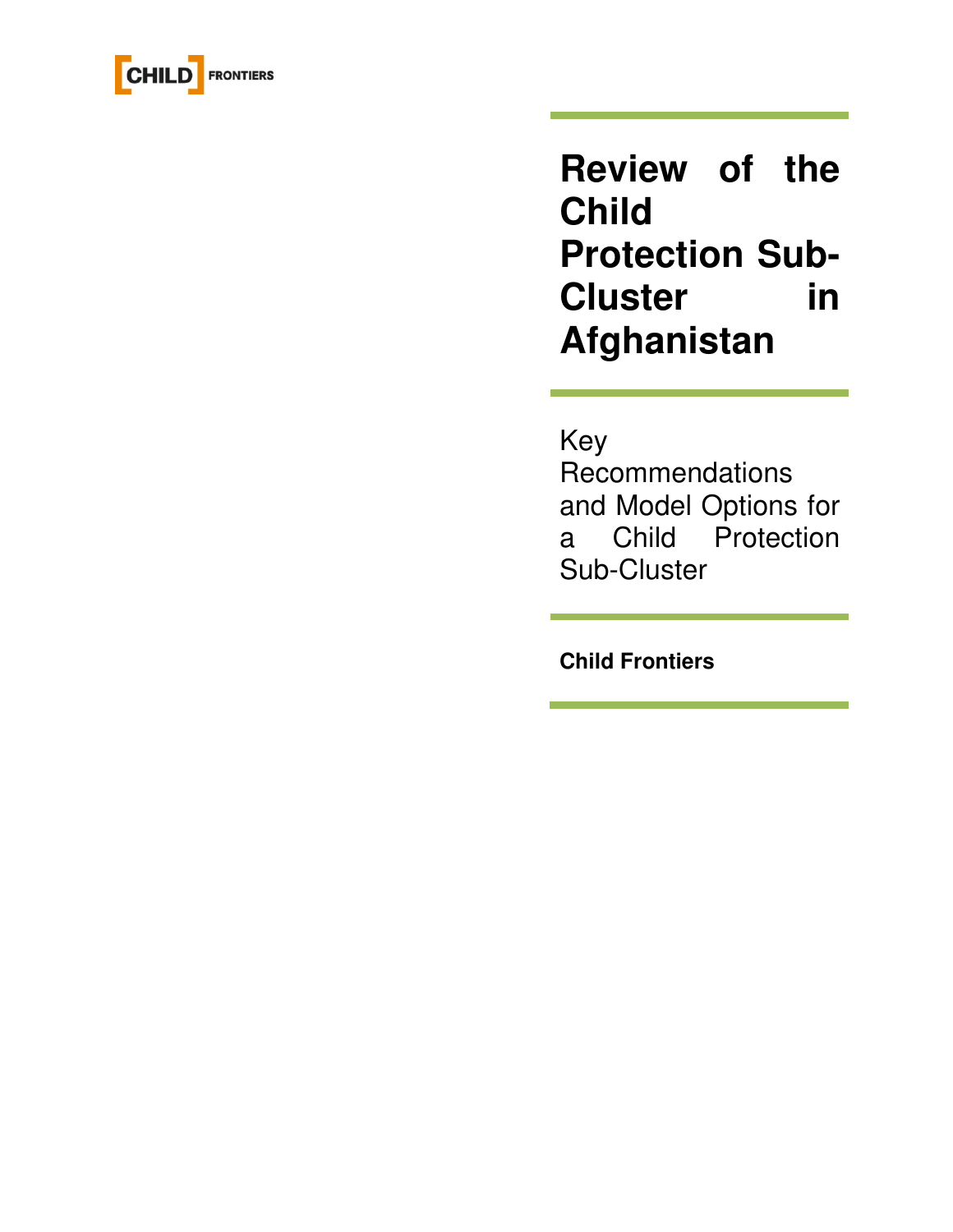CHILD FRONTIERS

# Review of the Child Protection Sub-Cluster in Afghanistan

Key Recommendations and Model Options for a Child Protection Sub-Cluster

**Child Frontiers**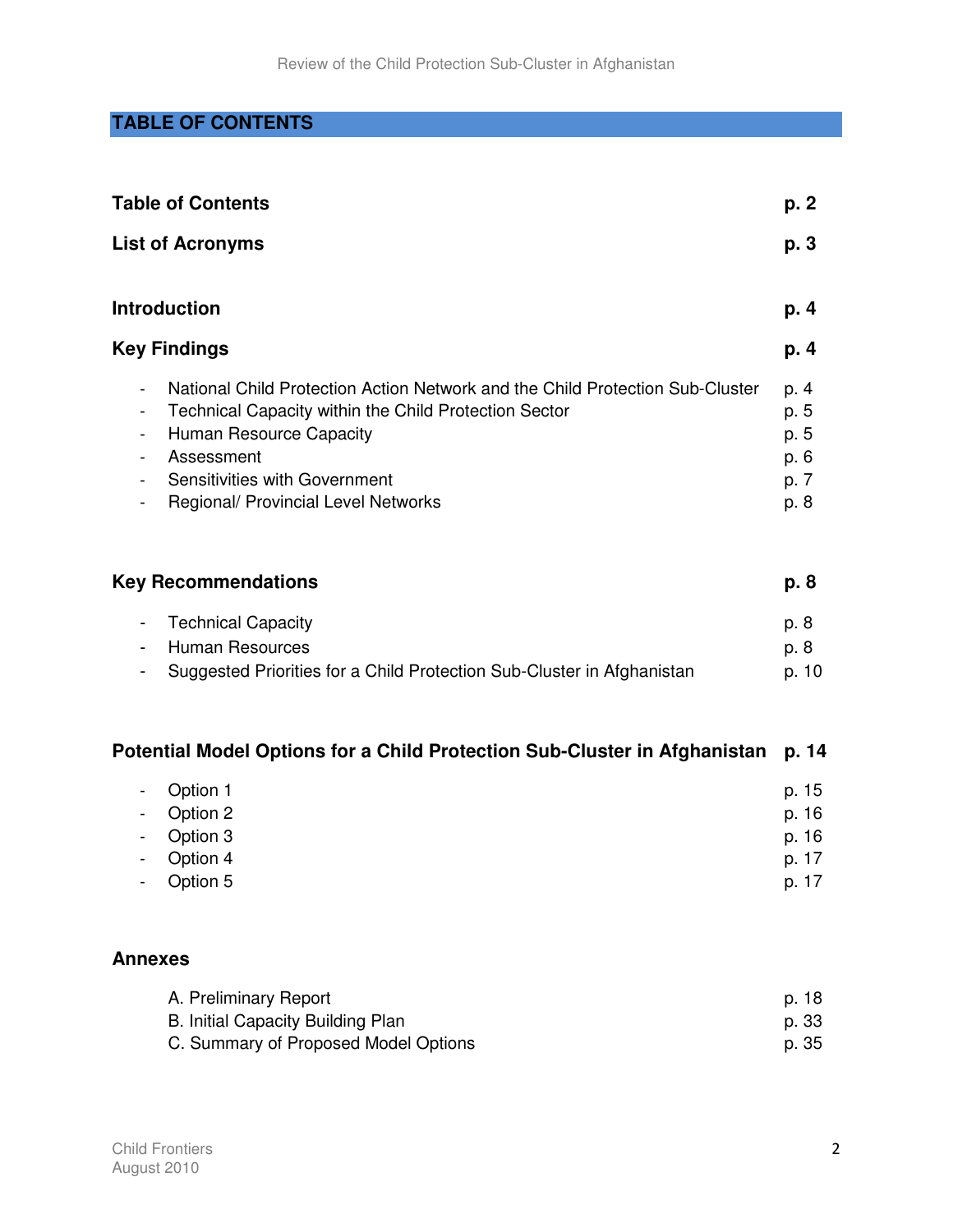# TABLE OF CONTENTS

| | |
|---|---|
| **Table of Contents** | **p. 2** |
| **List of Acronyms** | **p. 3** |
| **Introduction** | **p. 4** |
| **Key Findings** | **p. 4** |
| - National Child Protection Action Network and the Child Protection Sub-Cluster | p. 4 |
| - Technical Capacity within the Child Protection Sector | p. 5 |
| - Human Resource Capacity | p. 5 |
| - Assessment | p. 6 |
| - Sensitivities with Government | p. 7 |
| - Regional/ Provincial Level Networks | p. 8 |
| **Key Recommendations** | **p. 8** |
| - Technical Capacity | p. 8 |
| - Human Resources | p. 8 |
| - Suggested Priorities for a Child Protection Sub-Cluster in Afghanistan | p. 10 |
| **Potential Model Options for a Child Protection Sub-Cluster in Afghanistan** | **p. 14** |
| - Option 1 | p. 15 |
| - Option 2 | p. 16 |
| - Option 3 | p. 16 |
| - Option 4 | p. 17 |
| - Option 5 | p. 17 |
| **Annexes** | |
| A. Preliminary Report | p. 18 |
| B. Initial Capacity Building Plan | p. 33 |
| C. Summary of Proposed Model Options | p. 35 |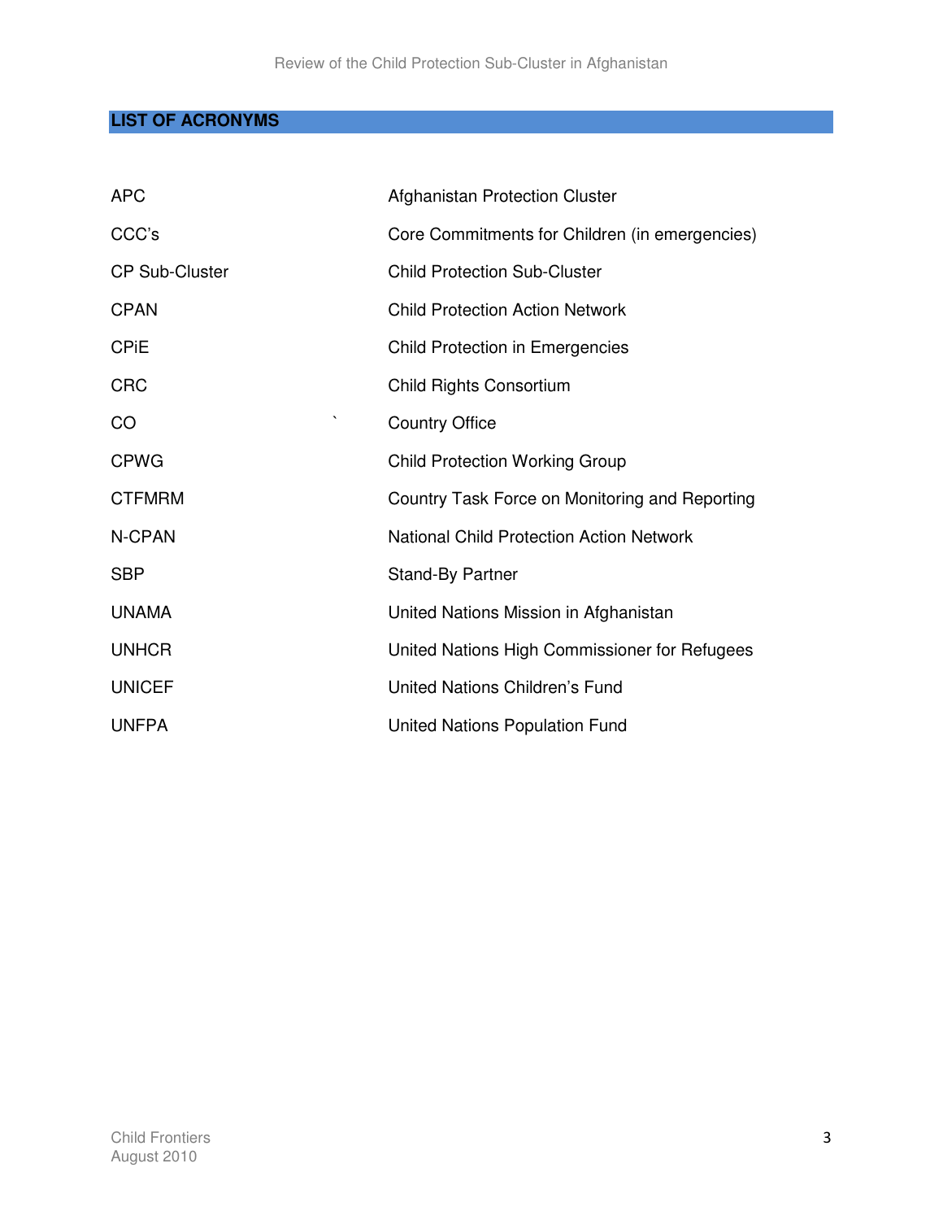## LIST OF ACRONYMS

| | |
|---|---|
| APC | Afghanistan Protection Cluster |
| CCC's | Core Commitments for Children (in emergencies) |
| CP Sub-Cluster | Child Protection Sub-Cluster |
| CPAN | Child Protection Action Network |
| CPiE | Child Protection in Emergencies |
| CRC | Child Rights Consortium |
| CO | Country Office |
| CPWG | Child Protection Working Group |
| CTFMRM | Country Task Force on Monitoring and Reporting |
| N-CPAN | National Child Protection Action Network |
| SBP | Stand-By Partner |
| UNAMA | United Nations Mission in Afghanistan |
| UNHCR | United Nations High Commissioner for Refugees |
| UNICEF | United Nations Children's Fund |
| UNFPA | United Nations Population Fund |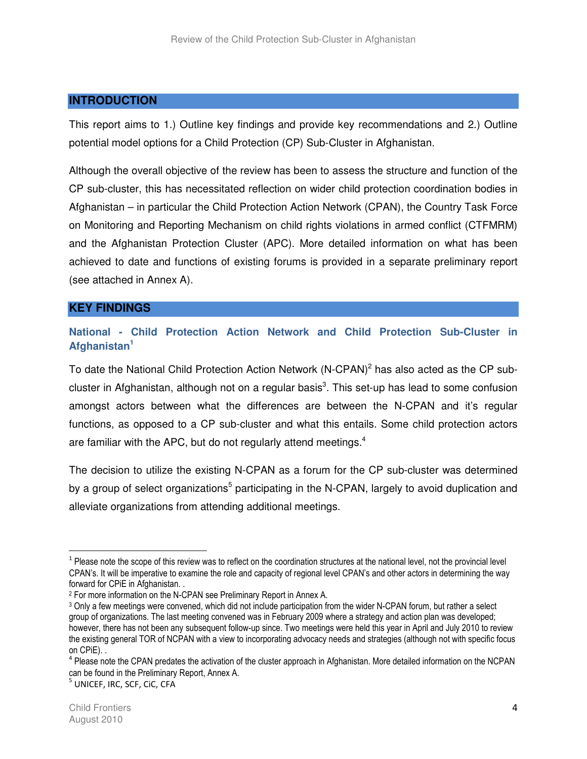## INTRODUCTION

This report aims to 1.) Outline key findings and provide key recommendations and 2.) Outline potential model options for a Child Protection (CP) Sub-Cluster in Afghanistan.

Although the overall objective of the review has been to assess the structure and function of the CP sub-cluster, this has necessitated reflection on wider child protection coordination bodies in Afghanistan – in particular the Child Protection Action Network (CPAN), the Country Task Force on Monitoring and Reporting Mechanism on child rights violations in armed conflict (CTFMRM) and the Afghanistan Protection Cluster (APC). More detailed information on what has been achieved to date and functions of existing forums is provided in a separate preliminary report (see attached in Annex A).

## KEY FINDINGS

### National - Child Protection Action Network and Child Protection Sub-Cluster in Afghanistan[1]

To date the National Child Protection Action Network (N-CPAN)[2] has also acted as the CP sub-cluster in Afghanistan, although not on a regular basis[3]. This set-up has lead to some confusion amongst actors between what the differences are between the N-CPAN and it's regular functions, as opposed to a CP sub-cluster and what this entails. Some child protection actors are familiar with the APC, but do not regularly attend meetings.[4]

The decision to utilize the existing N-CPAN as a forum for the CP sub-cluster was determined by a group of select organizations[5] participating in the N-CPAN, largely to avoid duplication and alleviate organizations from attending additional meetings.

---

[1] Please note the scope of this review was to reflect on the coordination structures at the national level, not the provincial level CPAN's. It will be imperative to examine the role and capacity of regional level CPAN's and other actors in determining the way forward for CPiE in Afghanistan. .

[2] For more information on the N-CPAN see Preliminary Report in Annex A.

[3] Only a few meetings were convened, which did not include participation from the wider N-CPAN forum, but rather a select group of organizations. The last meeting convened was in February 2009 where a strategy and action plan was developed; however, there has not been any subsequent follow-up since. Two meetings were held this year in April and July 2010 to review the existing general TOR of NCPAN with a view to incorporating advocacy needs and strategies (although not with specific focus on CPiE). .

[4] Please note the CPAN predates the activation of the cluster approach in Afghanistan. More detailed information on the NCPAN can be found in the Preliminary Report, Annex A.

[5] UNICEF, IRC, SCF, CiC, CFA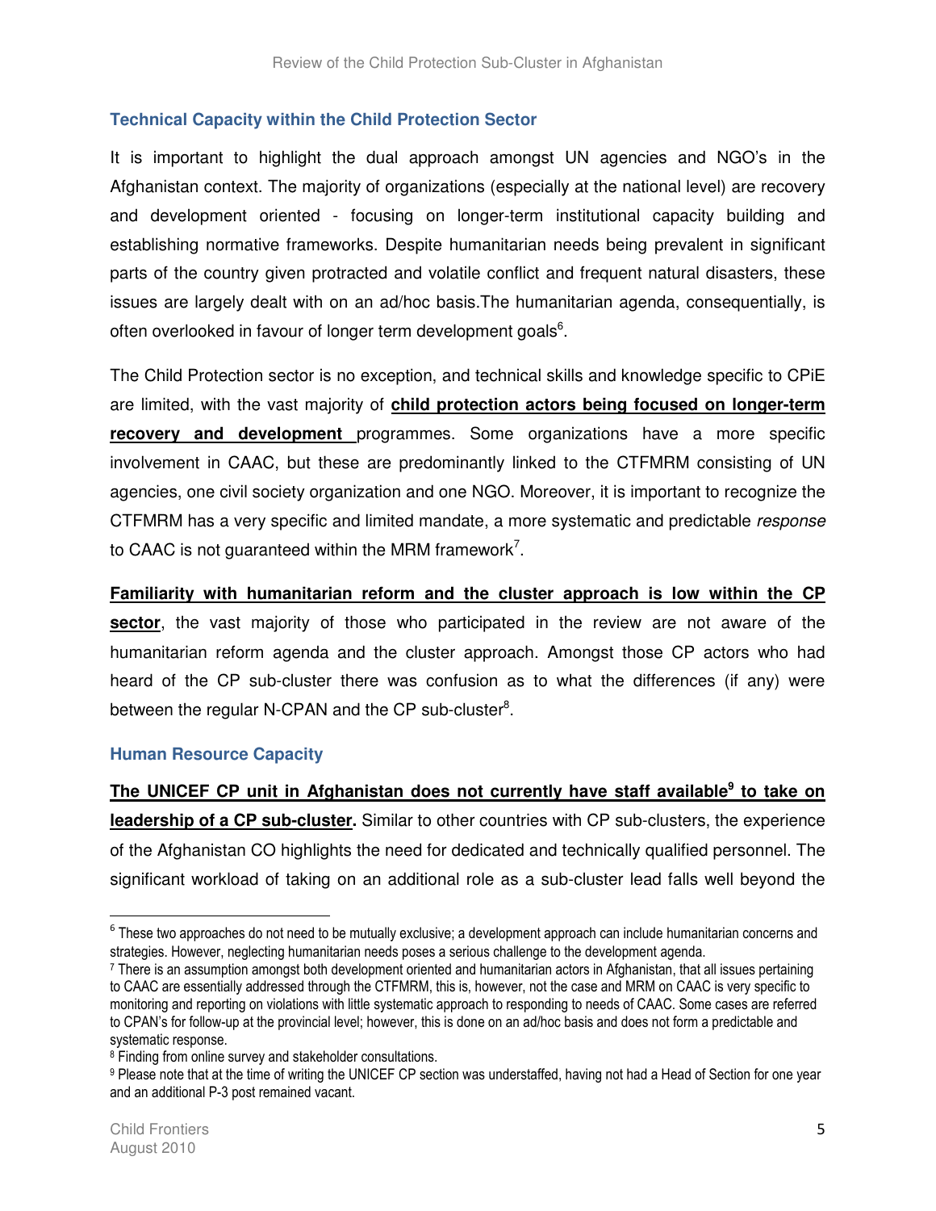### Technical Capacity within the Child Protection Sector

It is important to highlight the dual approach amongst UN agencies and NGO's in the Afghanistan context. The majority of organizations (especially at the national level) are recovery and development oriented - focusing on longer-term institutional capacity building and establishing normative frameworks. Despite humanitarian needs being prevalent in significant parts of the country given protracted and volatile conflict and frequent natural disasters, these issues are largely dealt with on an ad/hoc basis.The humanitarian agenda, consequentially, is often overlooked in favour of longer term development goals[6].

The Child Protection sector is no exception, and technical skills and knowledge specific to CPiE are limited, with the vast majority of **child protection actors being focused on longer-term recovery and development** programmes. Some organizations have a more specific involvement in CAAC, but these are predominantly linked to the CTFMRM consisting of UN agencies, one civil society organization and one NGO. Moreover, it is important to recognize the CTFMRM has a very specific and limited mandate, a more systematic and predictable *response* to CAAC is not guaranteed within the MRM framework[7].

**Familiarity with humanitarian reform and the cluster approach is low within the CP sector**, the vast majority of those who participated in the review are not aware of the humanitarian reform agenda and the cluster approach. Amongst those CP actors who had heard of the CP sub-cluster there was confusion as to what the differences (if any) were between the regular N-CPAN and the CP sub-cluster[8].

### Human Resource Capacity

**The UNICEF CP unit in Afghanistan does not currently have staff available[9] to take on leadership of a CP sub-cluster.** Similar to other countries with CP sub-clusters, the experience of the Afghanistan CO highlights the need for dedicated and technically qualified personnel. The significant workload of taking on an additional role as a sub-cluster lead falls well beyond the

---

[6] These two approaches do not need to be mutually exclusive; a development approach can include humanitarian concerns and strategies. However, neglecting humanitarian needs poses a serious challenge to the development agenda.

[7] There is an assumption amongst both development oriented and humanitarian actors in Afghanistan, that all issues pertaining to CAAC are essentially addressed through the CTFMRM, this is, however, not the case and MRM on CAAC is very specific to monitoring and reporting on violations with little systematic approach to responding to needs of CAAC. Some cases are referred to CPAN's for follow-up at the provincial level; however, this is done on an ad/hoc basis and does not form a predictable and systematic response.

[8] Finding from online survey and stakeholder consultations.

[9] Please note that at the time of writing the UNICEF CP section was understaffed, having not had a Head of Section for one year and an additional P-3 post remained vacant.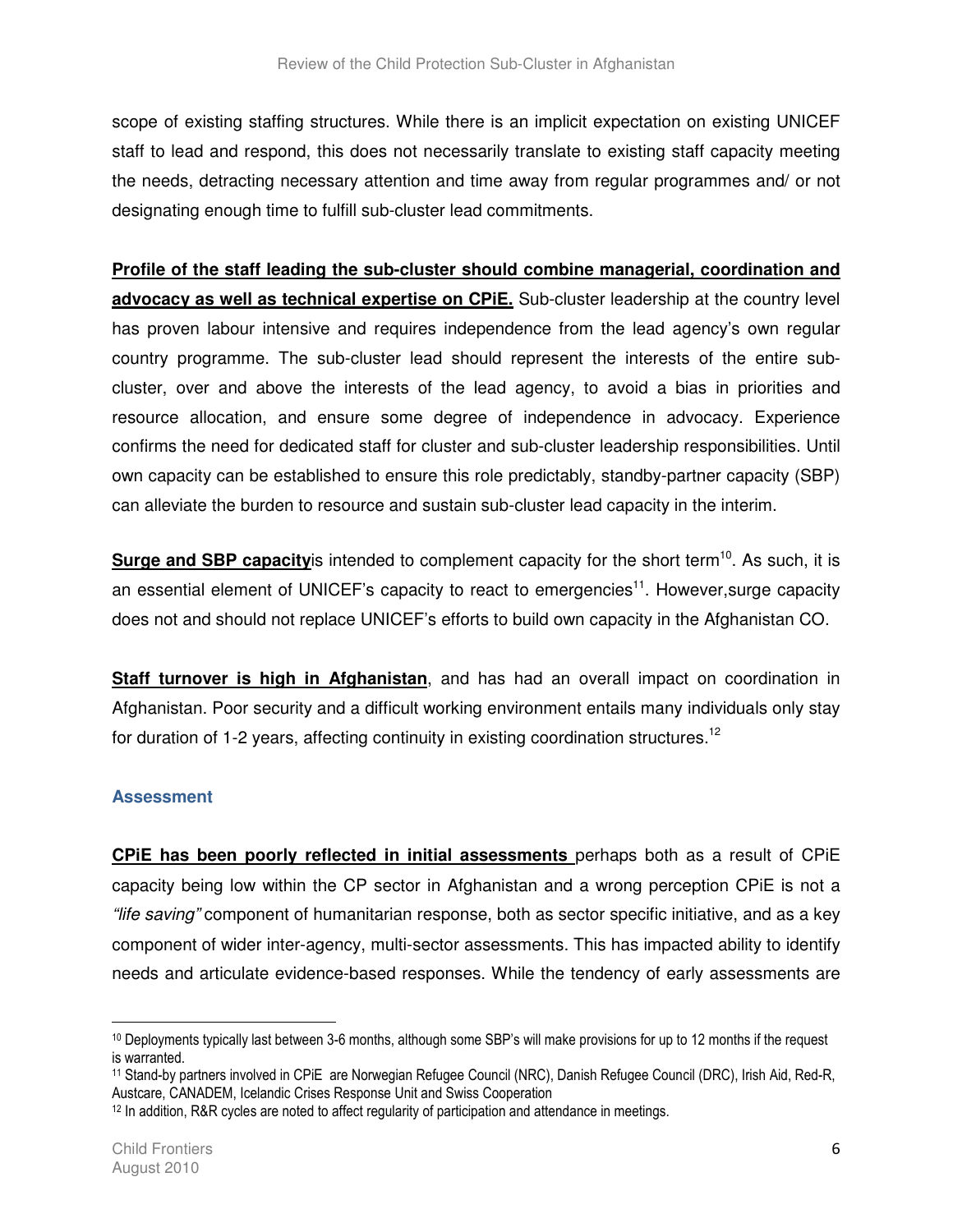scope of existing staffing structures. While there is an implicit expectation on existing UNICEF staff to lead and respond, this does not necessarily translate to existing staff capacity meeting the needs, detracting necessary attention and time away from regular programmes and/ or not designating enough time to fulfill sub-cluster lead commitments.

**Profile of the staff leading the sub-cluster should combine managerial, coordination and advocacy as well as technical expertise on CPiE.** Sub-cluster leadership at the country level has proven labour intensive and requires independence from the lead agency's own regular country programme. The sub-cluster lead should represent the interests of the entire sub-cluster, over and above the interests of the lead agency, to avoid a bias in priorities and resource allocation, and ensure some degree of independence in advocacy. Experience confirms the need for dedicated staff for cluster and sub-cluster leadership responsibilities. Until own capacity can be established to ensure this role predictably, standby-partner capacity (SBP) can alleviate the burden to resource and sustain sub-cluster lead capacity in the interim.

**Surge and SBP capacity**is intended to complement capacity for the short term[10]. As such, it is an essential element of UNICEF's capacity to react to emergencies[11]. However,surge capacity does not and should not replace UNICEF's efforts to build own capacity in the Afghanistan CO.

**Staff turnover is high in Afghanistan**, and has had an overall impact on coordination in Afghanistan. Poor security and a difficult working environment entails many individuals only stay for duration of 1-2 years, affecting continuity in existing coordination structures.[12]

## Assessment

**CPiE has been poorly reflected in initial assessments** perhaps both as a result of CPiE capacity being low within the CP sector in Afghanistan and a wrong perception CPiE is not a *"life saving"* component of humanitarian response, both as sector specific initiative, and as a key component of wider inter-agency, multi-sector assessments. This has impacted ability to identify needs and articulate evidence-based responses. While the tendency of early assessments are

---

[10] Deployments typically last between 3-6 months, although some SBP's will make provisions for up to 12 months if the request is warranted.

[11] Stand-by partners involved in CPiE are Norwegian Refugee Council (NRC), Danish Refugee Council (DRC), Irish Aid, Red-R, Austcare, CANADEM, Icelandic Crises Response Unit and Swiss Cooperation

[12] In addition, R&R cycles are noted to affect regularity of participation and attendance in meetings.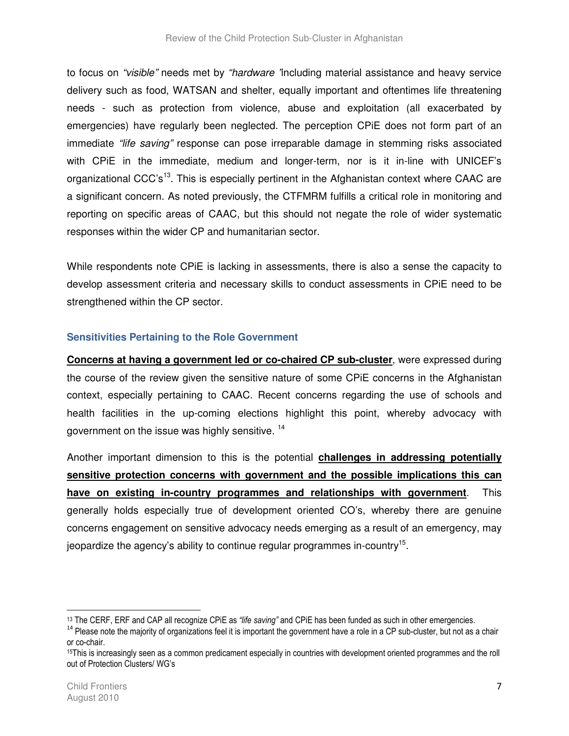to focus on *"visible"* needs met by *"hardware "*including material assistance and heavy service delivery such as food, WATSAN and shelter, equally important and oftentimes life threatening needs - such as protection from violence, abuse and exploitation (all exacerbated by emergencies) have regularly been neglected. The perception CPiE does not form part of an immediate *"life saving"* response can pose irreparable damage in stemming risks associated with CPiE in the immediate, medium and longer-term, nor is it in-line with UNICEF's organizational CCC's[13]. This is especially pertinent in the Afghanistan context where CAAC are a significant concern. As noted previously, the CTFMRM fulfills a critical role in monitoring and reporting on specific areas of CAAC, but this should not negate the role of wider systematic responses within the wider CP and humanitarian sector.

While respondents note CPiE is lacking in assessments, there is also a sense the capacity to develop assessment criteria and necessary skills to conduct assessments in CPiE need to be strengthened within the CP sector.

### Sensitivities Pertaining to the Role Government

**Concerns at having a government led or co-chaired CP sub-cluster**, were expressed during the course of the review given the sensitive nature of some CPiE concerns in the Afghanistan context, especially pertaining to CAAC. Recent concerns regarding the use of schools and health facilities in the up-coming elections highlight this point, whereby advocacy with government on the issue was highly sensitive. [14]

Another important dimension to this is the potential **challenges in addressing potentially sensitive protection concerns with government and the possible implications this can have on existing in-country programmes and relationships with government**. This generally holds especially true of development oriented CO's, whereby there are genuine concerns engagement on sensitive advocacy needs emerging as a result of an emergency, may jeopardize the agency's ability to continue regular programmes in-country[15].

---

[13] The CERF, ERF and CAP all recognize CPiE as *"life saving"* and CPiE has been funded as such in other emergencies.

[14] Please note the majority of organizations feel it is important the government have a role in a CP sub-cluster, but not as a chair or co-chair.

[15] This is increasingly seen as a common predicament especially in countries with development oriented programmes and the roll out of Protection Clusters/ WG's

Child Frontiers
August 2010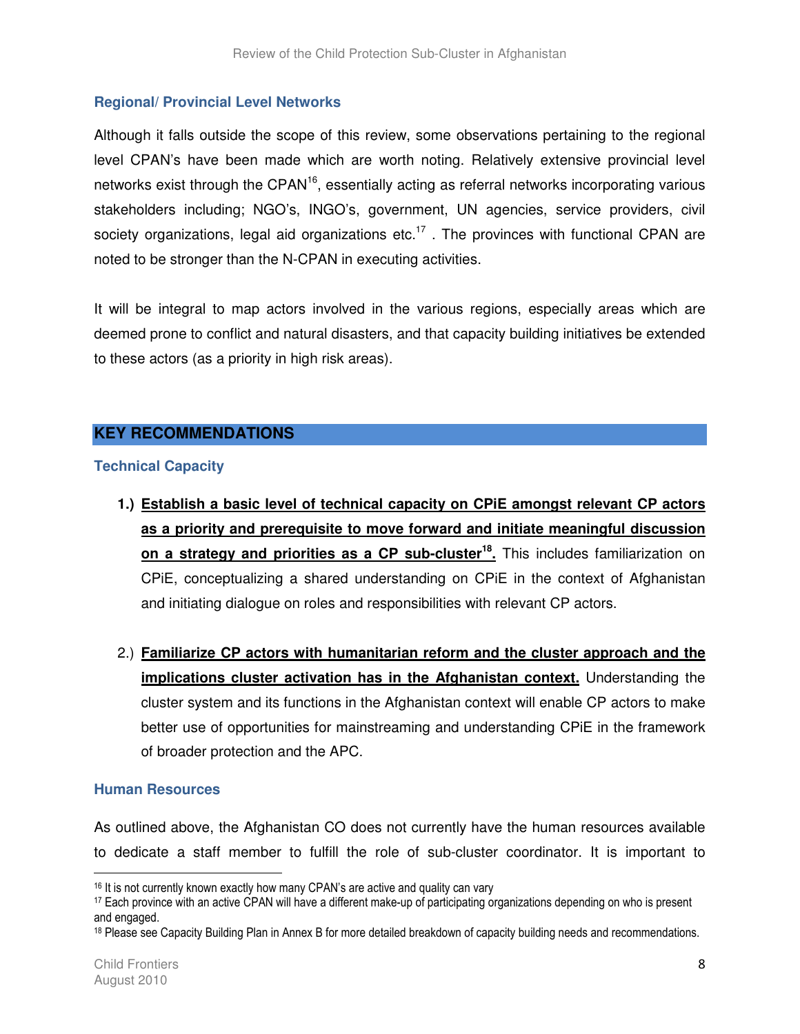### Regional/ Provincial Level Networks

Although it falls outside the scope of this review, some observations pertaining to the regional level CPAN's have been made which are worth noting. Relatively extensive provincial level networks exist through the CPAN[16], essentially acting as referral networks incorporating various stakeholders including; NGO's, INGO's, government, UN agencies, service providers, civil society organizations, legal aid organizations etc.[17] . The provinces with functional CPAN are noted to be stronger than the N-CPAN in executing activities.

It will be integral to map actors involved in the various regions, especially areas which are deemed prone to conflict and natural disasters, and that capacity building initiatives be extended to these actors (as a priority in high risk areas).

## KEY RECOMMENDATIONS

### Technical Capacity

1.) **Establish a basic level of technical capacity on CPiE amongst relevant CP actors as a priority and prerequisite to move forward and initiate meaningful discussion on a strategy and priorities as a CP sub-cluster[18].** This includes familiarization on CPiE, conceptualizing a shared understanding on CPiE in the context of Afghanistan and initiating dialogue on roles and responsibilities with relevant CP actors.

2.) **Familiarize CP actors with humanitarian reform and the cluster approach and the implications cluster activation has in the Afghanistan context.** Understanding the cluster system and its functions in the Afghanistan context will enable CP actors to make better use of opportunities for mainstreaming and understanding CPiE in the framework of broader protection and the APC.

### Human Resources

As outlined above, the Afghanistan CO does not currently have the human resources available to dedicate a staff member to fulfill the role of sub-cluster coordinator. It is important to

---

[16] It is not currently known exactly how many CPAN's are active and quality can vary

[17] Each province with an active CPAN will have a different make-up of participating organizations depending on who is present and engaged.

[18] Please see Capacity Building Plan in Annex B for more detailed breakdown of capacity building needs and recommendations.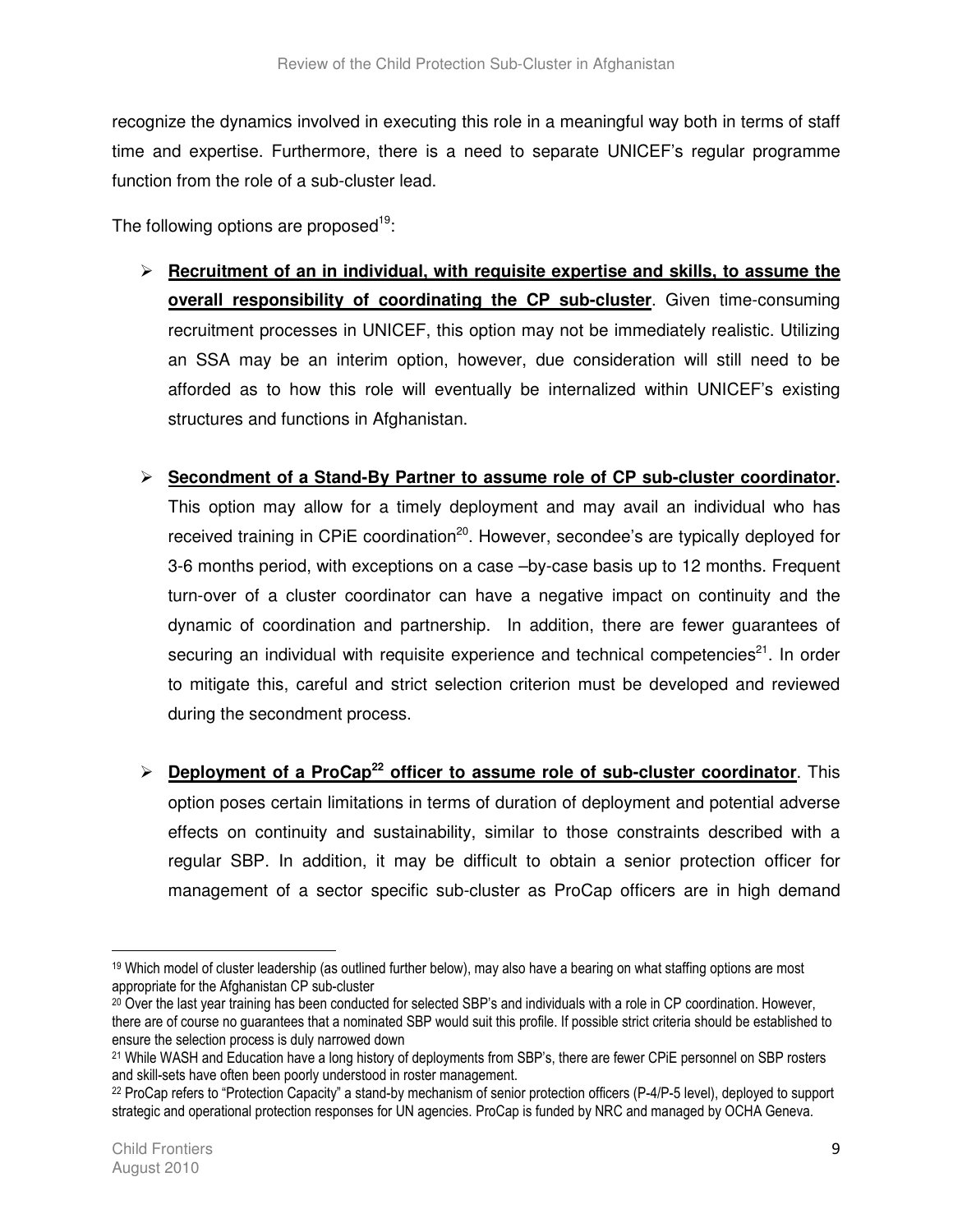recognize the dynamics involved in executing this role in a meaningful way both in terms of staff time and expertise. Furthermore, there is a need to separate UNICEF's regular programme function from the role of a sub-cluster lead.

The following options are proposed[19]:

- **Recruitment of an in individual, with requisite expertise and skills, to assume the overall responsibility of coordinating the CP sub-cluster**. Given time-consuming recruitment processes in UNICEF, this option may not be immediately realistic. Utilizing an SSA may be an interim option, however, due consideration will still need to be afforded as to how this role will eventually be internalized within UNICEF's existing structures and functions in Afghanistan.

- **Secondment of a Stand-By Partner to assume role of CP sub-cluster coordinator.** This option may allow for a timely deployment and may avail an individual who has received training in CPiE coordination[20]. However, secondee's are typically deployed for 3-6 months period, with exceptions on a case –by-case basis up to 12 months. Frequent turn-over of a cluster coordinator can have a negative impact on continuity and the dynamic of coordination and partnership. In addition, there are fewer guarantees of securing an individual with requisite experience and technical competencies[21]. In order to mitigate this, careful and strict selection criterion must be developed and reviewed during the secondment process.

- **Deployment of a ProCap[22] officer to assume role of sub-cluster coordinator**. This option poses certain limitations in terms of duration of deployment and potential adverse effects on continuity and sustainability, similar to those constraints described with a regular SBP. In addition, it may be difficult to obtain a senior protection officer for management of a sector specific sub-cluster as ProCap officers are in high demand

---

[19] Which model of cluster leadership (as outlined further below), may also have a bearing on what staffing options are most appropriate for the Afghanistan CP sub-cluster

[20] Over the last year training has been conducted for selected SBP's and individuals with a role in CP coordination. However, there are of course no guarantees that a nominated SBP would suit this profile. If possible strict criteria should be established to ensure the selection process is duly narrowed down

[21] While WASH and Education have a long history of deployments from SBP's, there are fewer CPiE personnel on SBP rosters and skill-sets have often been poorly understood in roster management.

[22] ProCap refers to "Protection Capacity" a stand-by mechanism of senior protection officers (P-4/P-5 level), deployed to support strategic and operational protection responses for UN agencies. ProCap is funded by NRC and managed by OCHA Geneva.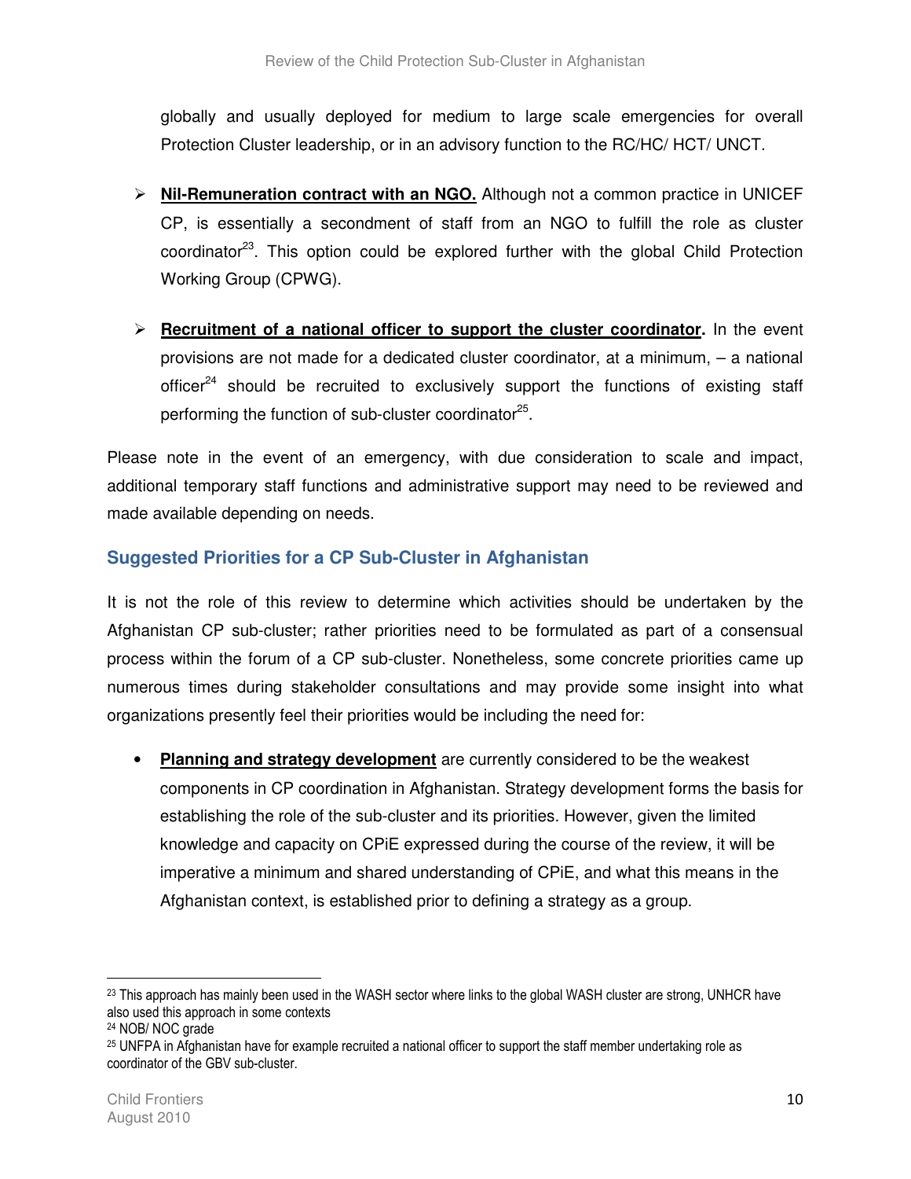globally and usually deployed for medium to large scale emergencies for overall Protection Cluster leadership, or in an advisory function to the RC/HC/ HCT/ UNCT.

- **Nil-Remuneration contract with an NGO.** Although not a common practice in UNICEF CP, is essentially a secondment of staff from an NGO to fulfill the role as cluster coordinator[23]. This option could be explored further with the global Child Protection Working Group (CPWG).

- **Recruitment of a national officer to support the cluster coordinator.** In the event provisions are not made for a dedicated cluster coordinator, at a minimum, – a national officer[24] should be recruited to exclusively support the functions of existing staff performing the function of sub-cluster coordinator[25].

Please note in the event of an emergency, with due consideration to scale and impact, additional temporary staff functions and administrative support may need to be reviewed and made available depending on needs.

## Suggested Priorities for a CP Sub-Cluster in Afghanistan

It is not the role of this review to determine which activities should be undertaken by the Afghanistan CP sub-cluster; rather priorities need to be formulated as part of a consensual process within the forum of a CP sub-cluster. Nonetheless, some concrete priorities came up numerous times during stakeholder consultations and may provide some insight into what organizations presently feel their priorities would be including the need for:

- **Planning and strategy development** are currently considered to be the weakest components in CP coordination in Afghanistan. Strategy development forms the basis for establishing the role of the sub-cluster and its priorities. However, given the limited knowledge and capacity on CPiE expressed during the course of the review, it will be imperative a minimum and shared understanding of CPiE, and what this means in the Afghanistan context, is established prior to defining a strategy as a group.

---

[23] This approach has mainly been used in the WASH sector where links to the global WASH cluster are strong, UNHCR have also used this approach in some contexts

[24] NOB/ NOC grade

[25] UNFPA in Afghanistan have for example recruited a national officer to support the staff member undertaking role as coordinator of the GBV sub-cluster.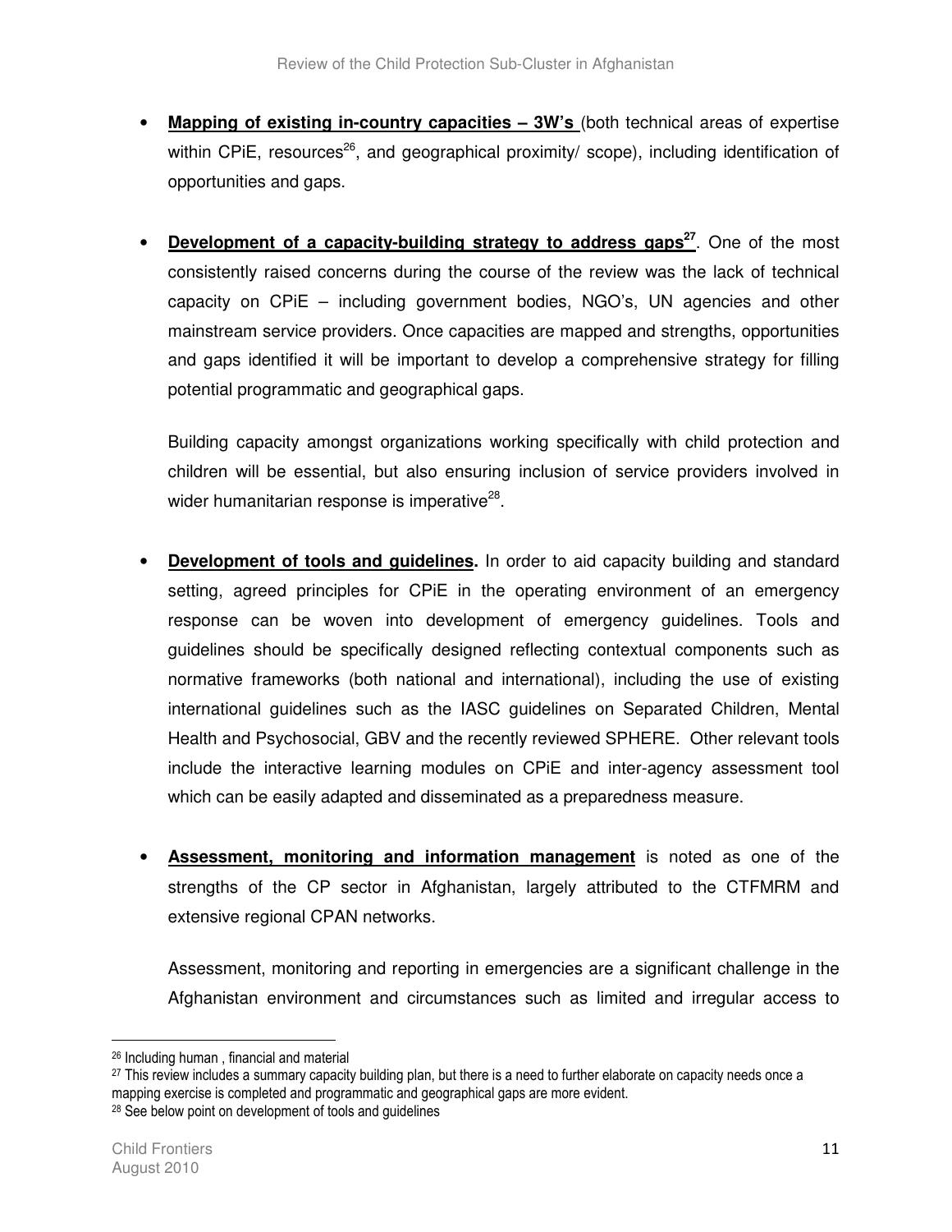- **Mapping of existing in-country capacities – 3W's** (both technical areas of expertise within CPiE, resources[26], and geographical proximity/ scope), including identification of opportunities and gaps.

- **Development of a capacity-building strategy to address gaps[27]**. One of the most consistently raised concerns during the course of the review was the lack of technical capacity on CPiE – including government bodies, NGO's, UN agencies and other mainstream service providers. Once capacities are mapped and strengths, opportunities and gaps identified it will be important to develop a comprehensive strategy for filling potential programmatic and geographical gaps.

  Building capacity amongst organizations working specifically with child protection and children will be essential, but also ensuring inclusion of service providers involved in wider humanitarian response is imperative[28].

- **Development of tools and guidelines.** In order to aid capacity building and standard setting, agreed principles for CPiE in the operating environment of an emergency response can be woven into development of emergency guidelines. Tools and guidelines should be specifically designed reflecting contextual components such as normative frameworks (both national and international), including the use of existing international guidelines such as the IASC guidelines on Separated Children, Mental Health and Psychosocial, GBV and the recently reviewed SPHERE. Other relevant tools include the interactive learning modules on CPiE and inter-agency assessment tool which can be easily adapted and disseminated as a preparedness measure.

- **Assessment, monitoring and information management** is noted as one of the strengths of the CP sector in Afghanistan, largely attributed to the CTFMRM and extensive regional CPAN networks.

  Assessment, monitoring and reporting in emergencies are a significant challenge in the Afghanistan environment and circumstances such as limited and irregular access to

---

[26] Including human , financial and material

[27] This review includes a summary capacity building plan, but there is a need to further elaborate on capacity needs once a mapping exercise is completed and programmatic and geographical gaps are more evident.

[28] See below point on development of tools and guidelines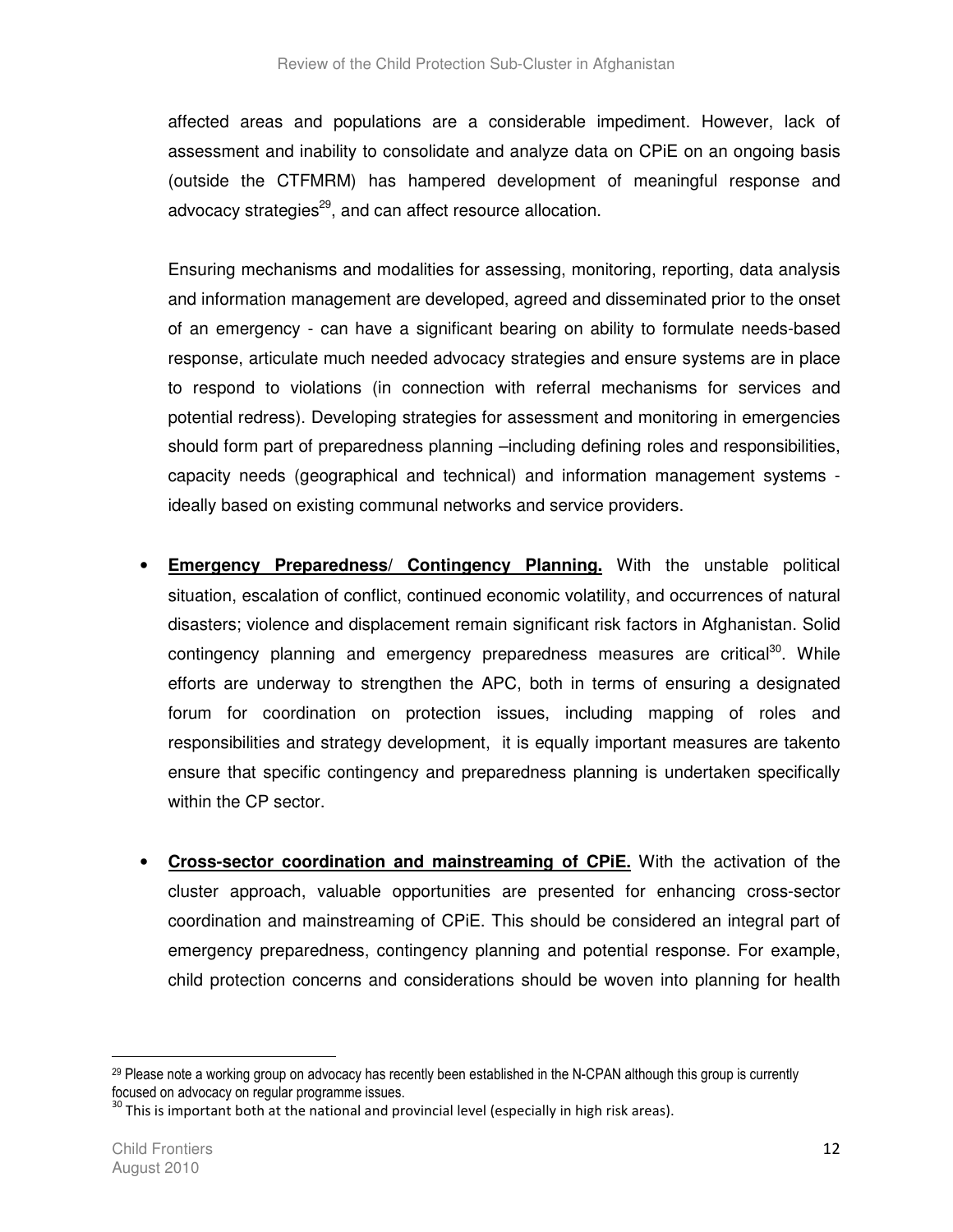affected areas and populations are a considerable impediment. However, lack of assessment and inability to consolidate and analyze data on CPiE on an ongoing basis (outside the CTFMRM) has hampered development of meaningful response and advocacy strategies[29], and can affect resource allocation.

Ensuring mechanisms and modalities for assessing, monitoring, reporting, data analysis and information management are developed, agreed and disseminated prior to the onset of an emergency - can have a significant bearing on ability to formulate needs-based response, articulate much needed advocacy strategies and ensure systems are in place to respond to violations (in connection with referral mechanisms for services and potential redress). Developing strategies for assessment and monitoring in emergencies should form part of preparedness planning –including defining roles and responsibilities, capacity needs (geographical and technical) and information management systems - ideally based on existing communal networks and service providers.

- **Emergency Preparedness/ Contingency Planning.** With the unstable political situation, escalation of conflict, continued economic volatility, and occurrences of natural disasters; violence and displacement remain significant risk factors in Afghanistan. Solid contingency planning and emergency preparedness measures are critical[30]. While efforts are underway to strengthen the APC, both in terms of ensuring a designated forum for coordination on protection issues, including mapping of roles and responsibilities and strategy development, it is equally important measures are takento ensure that specific contingency and preparedness planning is undertaken specifically within the CP sector.

- **Cross-sector coordination and mainstreaming of CPiE.** With the activation of the cluster approach, valuable opportunities are presented for enhancing cross-sector coordination and mainstreaming of CPiE. This should be considered an integral part of emergency preparedness, contingency planning and potential response. For example, child protection concerns and considerations should be woven into planning for health

---

[29] Please note a working group on advocacy has recently been established in the N-CPAN although this group is currently focused on advocacy on regular programme issues.

[30] This is important both at the national and provincial level (especially in high risk areas).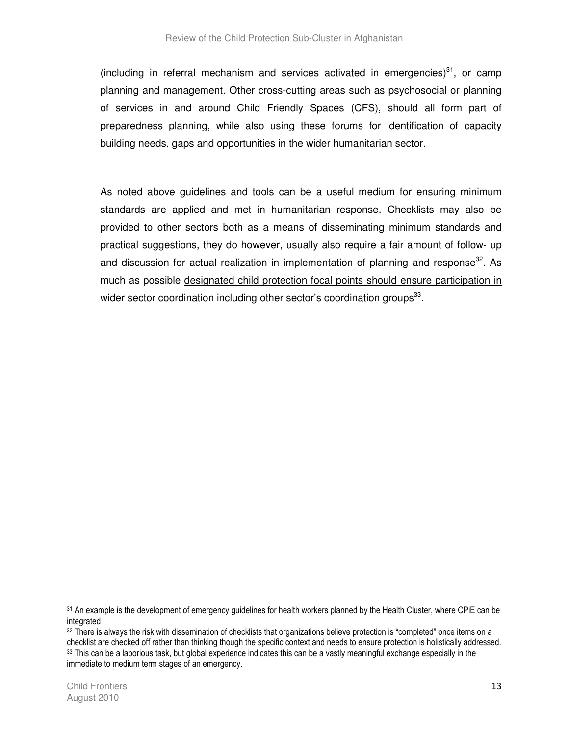(including in referral mechanism and services activated in emergencies)[31], or camp planning and management. Other cross-cutting areas such as psychosocial or planning of services in and around Child Friendly Spaces (CFS), should all form part of preparedness planning, while also using these forums for identification of capacity building needs, gaps and opportunities in the wider humanitarian sector.

As noted above guidelines and tools can be a useful medium for ensuring minimum standards are applied and met in humanitarian response. Checklists may also be provided to other sectors both as a means of disseminating minimum standards and practical suggestions, they do however, usually also require a fair amount of follow- up and discussion for actual realization in implementation of planning and response[32]. As much as possible <u>designated child protection focal points should ensure participation in wider sector coordination including other sector's coordination groups</u>[33].

---

[31] An example is the development of emergency guidelines for health workers planned by the Health Cluster, where CPiE can be integrated

[32] There is always the risk with dissemination of checklists that organizations believe protection is "completed" once items on a checklist are checked off rather than thinking though the specific context and needs to ensure protection is holistically addressed.

[33] This can be a laborious task, but global experience indicates this can be a vastly meaningful exchange especially in the immediate to medium term stages of an emergency.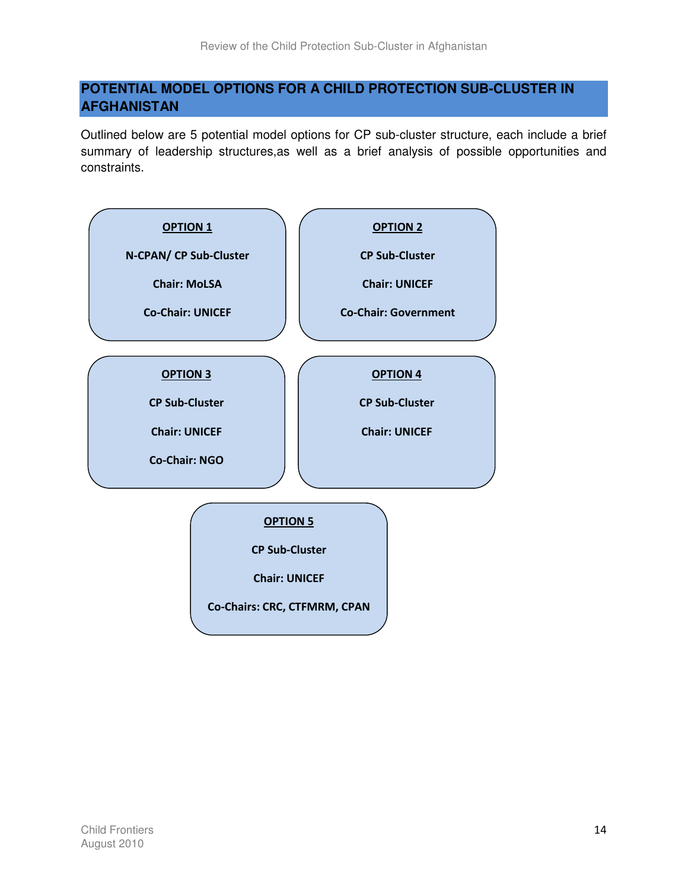## POTENTIAL MODEL OPTIONS FOR A CHILD PROTECTION SUB-CLUSTER IN AFGHANISTAN

Outlined below are 5 potential model options for CP sub-cluster structure, each include a brief summary of leadership structures,as well as a brief analysis of possible opportunities and constraints.

**OPTION 1**

**N-CPAN/ CP Sub-Cluster**

**Chair: MoLSA**

**Co-Chair: UNICEF**

**OPTION 2**

**CP Sub-Cluster**

**Chair: UNICEF**

**Co-Chair: Government**

**OPTION 3**

**CP Sub-Cluster**

**Chair: UNICEF**

**Co-Chair: NGO**

**OPTION 4**

**CP Sub-Cluster**

**Chair: UNICEF**

**OPTION 5**

**CP Sub-Cluster**

**Chair: UNICEF**

**Co-Chairs: CRC, CTFMRM, CPAN**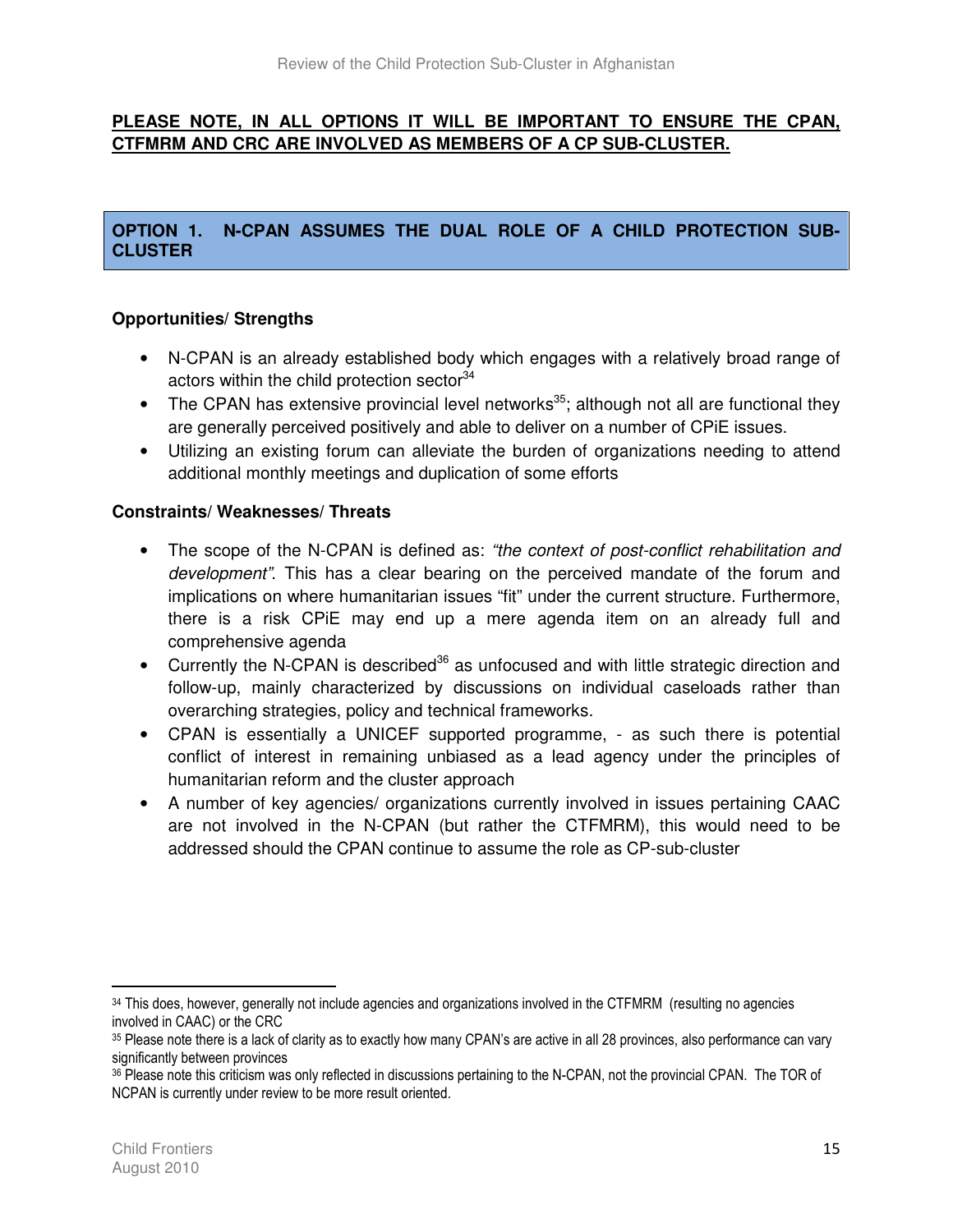**PLEASE NOTE, IN ALL OPTIONS IT WILL BE IMPORTANT TO ENSURE THE CPAN, CTFMRM AND CRC ARE INVOLVED AS MEMBERS OF A CP SUB-CLUSTER.**

## OPTION 1. N-CPAN ASSUMES THE DUAL ROLE OF A CHILD PROTECTION SUB-CLUSTER

**Opportunities/ Strengths**

- N-CPAN is an already established body which engages with a relatively broad range of actors within the child protection sector[34]
- The CPAN has extensive provincial level networks[35]; although not all are functional they are generally perceived positively and able to deliver on a number of CPiE issues.
- Utilizing an existing forum can alleviate the burden of organizations needing to attend additional monthly meetings and duplication of some efforts

**Constraints/ Weaknesses/ Threats**

- The scope of the N-CPAN is defined as: *"the context of post-conflict rehabilitation and development"*. This has a clear bearing on the perceived mandate of the forum and implications on where humanitarian issues "fit" under the current structure. Furthermore, there is a risk CPiE may end up a mere agenda item on an already full and comprehensive agenda
- Currently the N-CPAN is described[36] as unfocused and with little strategic direction and follow-up, mainly characterized by discussions on individual caseloads rather than overarching strategies, policy and technical frameworks.
- CPAN is essentially a UNICEF supported programme, - as such there is potential conflict of interest in remaining unbiased as a lead agency under the principles of humanitarian reform and the cluster approach
- A number of key agencies/ organizations currently involved in issues pertaining CAAC are not involved in the N-CPAN (but rather the CTFMRM), this would need to be addressed should the CPAN continue to assume the role as CP-sub-cluster

---

[34] This does, however, generally not include agencies and organizations involved in the CTFMRM (resulting no agencies involved in CAAC) or the CRC

[35] Please note there is a lack of clarity as to exactly how many CPAN's are active in all 28 provinces, also performance can vary significantly between provinces

[36] Please note this criticism was only reflected in discussions pertaining to the N-CPAN, not the provincial CPAN. The TOR of NCPAN is currently under review to be more result oriented.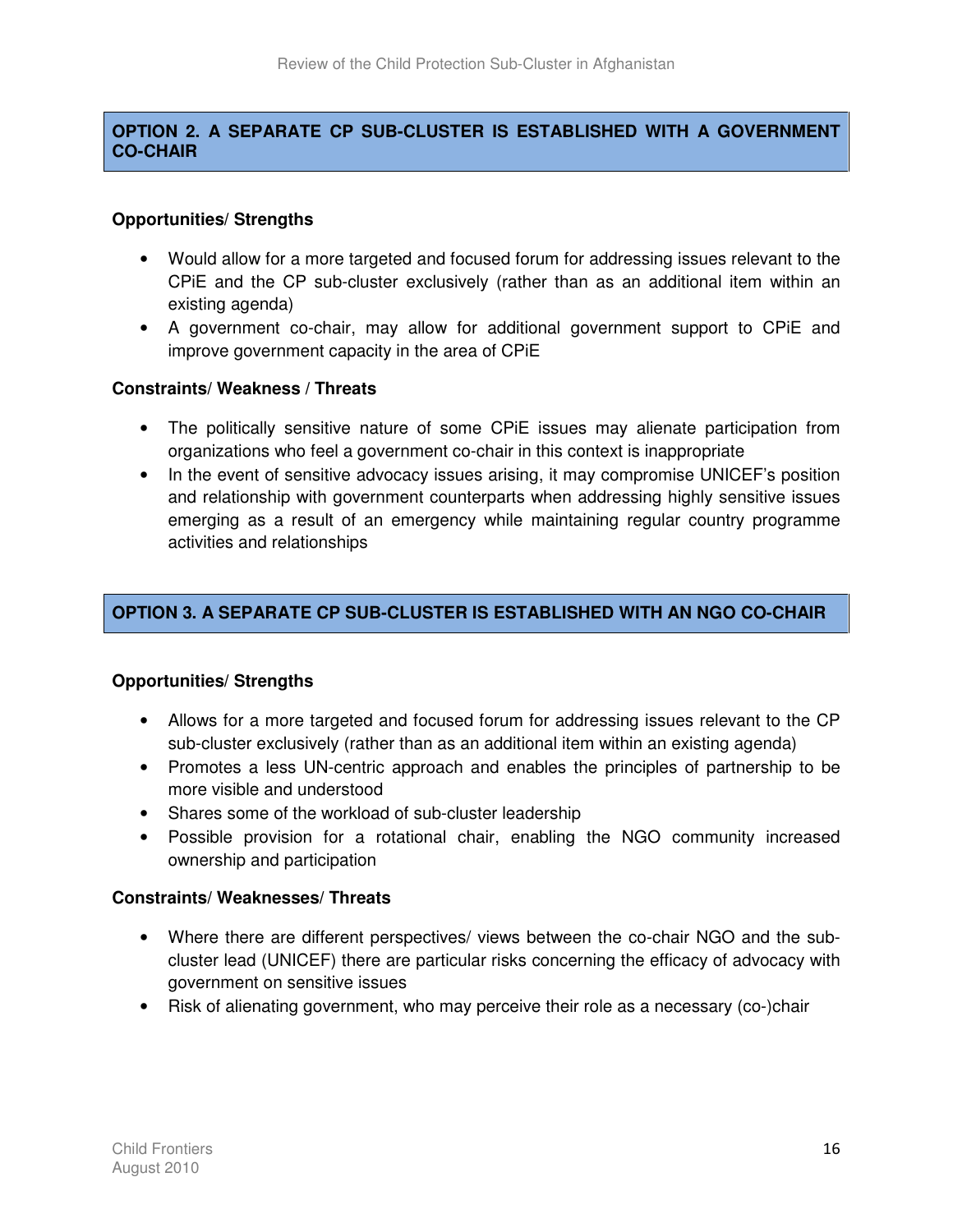## OPTION 2. A SEPARATE CP SUB-CLUSTER IS ESTABLISHED WITH A GOVERNMENT CO-CHAIR

**Opportunities/ Strengths**

- Would allow for a more targeted and focused forum for addressing issues relevant to the CPiE and the CP sub-cluster exclusively (rather than as an additional item within an existing agenda)
- A government co-chair, may allow for additional government support to CPiE and improve government capacity in the area of CPiE

**Constraints/ Weakness / Threats**

- The politically sensitive nature of some CPiE issues may alienate participation from organizations who feel a government co-chair in this context is inappropriate
- In the event of sensitive advocacy issues arising, it may compromise UNICEF's position and relationship with government counterparts when addressing highly sensitive issues emerging as a result of an emergency while maintaining regular country programme activities and relationships

## OPTION 3. A SEPARATE CP SUB-CLUSTER IS ESTABLISHED WITH AN NGO CO-CHAIR

**Opportunities/ Strengths**

- Allows for a more targeted and focused forum for addressing issues relevant to the CP sub-cluster exclusively (rather than as an additional item within an existing agenda)
- Promotes a less UN-centric approach and enables the principles of partnership to be more visible and understood
- Shares some of the workload of sub-cluster leadership
- Possible provision for a rotational chair, enabling the NGO community increased ownership and participation

**Constraints/ Weaknesses/ Threats**

- Where there are different perspectives/ views between the co-chair NGO and the sub-cluster lead (UNICEF) there are particular risks concerning the efficacy of advocacy with government on sensitive issues
- Risk of alienating government, who may perceive their role as a necessary (co-)chair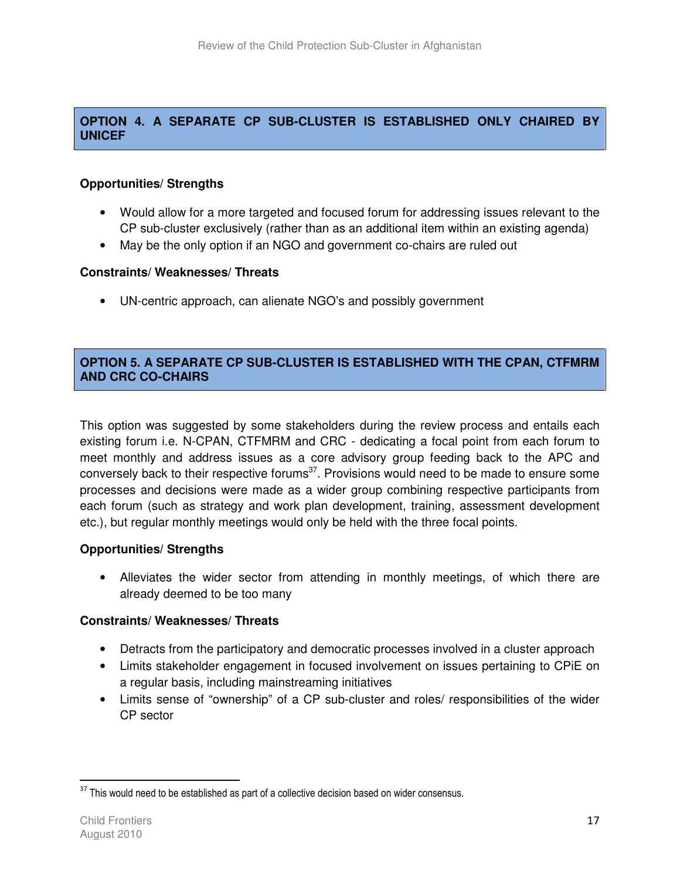## OPTION 4. A SEPARATE CP SUB-CLUSTER IS ESTABLISHED ONLY CHAIRED BY UNICEF

**Opportunities/ Strengths**

- Would allow for a more targeted and focused forum for addressing issues relevant to the CP sub-cluster exclusively (rather than as an additional item within an existing agenda)
- May be the only option if an NGO and government co-chairs are ruled out

**Constraints/ Weaknesses/ Threats**

- UN-centric approach, can alienate NGO's and possibly government

## OPTION 5. A SEPARATE CP SUB-CLUSTER IS ESTABLISHED WITH THE CPAN, CTFMRM AND CRC CO-CHAIRS

This option was suggested by some stakeholders during the review process and entails each existing forum i.e. N-CPAN, CTFMRM and CRC - dedicating a focal point from each forum to meet monthly and address issues as a core advisory group feeding back to the APC and conversely back to their respective forums[37]. Provisions would need to be made to ensure some processes and decisions were made as a wider group combining respective participants from each forum (such as strategy and work plan development, training, assessment development etc.), but regular monthly meetings would only be held with the three focal points.

**Opportunities/ Strengths**

- Alleviates the wider sector from attending in monthly meetings, of which there are already deemed to be too many

**Constraints/ Weaknesses/ Threats**

- Detracts from the participatory and democratic processes involved in a cluster approach
- Limits stakeholder engagement in focused involvement on issues pertaining to CPiE on a regular basis, including mainstreaming initiatives
- Limits sense of "ownership" of a CP sub-cluster and roles/ responsibilities of the wider CP sector

---

[37] This would need to be established as part of a collective decision based on wider consensus.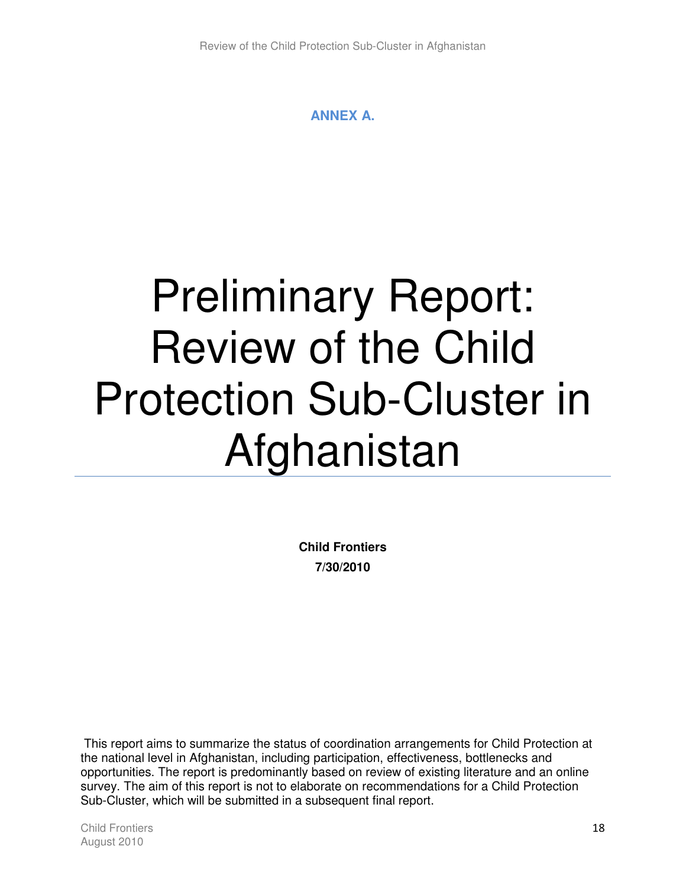**ANNEX A.**

# Preliminary Report: Review of the Child Protection Sub-Cluster in Afghanistan

**Child Frontiers**
**7/30/2010**

This report aims to summarize the status of coordination arrangements for Child Protection at the national level in Afghanistan, including participation, effectiveness, bottlenecks and opportunities. The report is predominantly based on review of existing literature and an online survey. The aim of this report is not to elaborate on recommendations for a Child Protection Sub-Cluster, which will be submitted in a subsequent final report.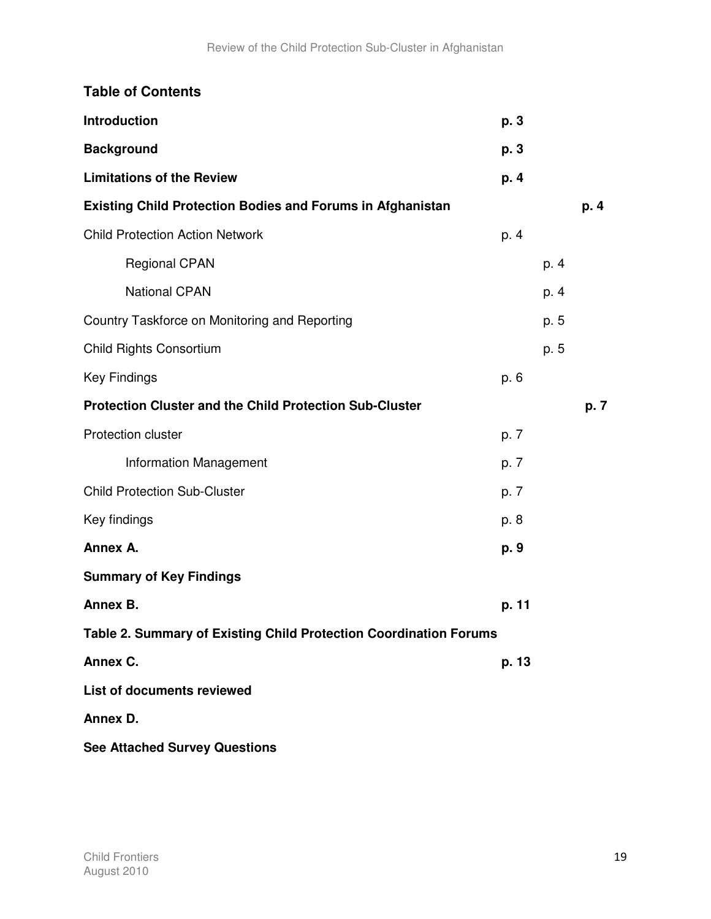## Table of Contents

| | |
|---|---|
| **Introduction** | **p. 3** |
| **Background** | **p. 3** |
| **Limitations of the Review** | **p. 4** |
| **Existing Child Protection Bodies and Forums in Afghanistan** | **p. 4** |
| Child Protection Action Network | p. 4 |
| Regional CPAN | p. 4 |
| National CPAN | p. 4 |
| Country Taskforce on Monitoring and Reporting | p. 5 |
| Child Rights Consortium | p. 5 |
| Key Findings | p. 6 |
| **Protection Cluster and the Child Protection Sub-Cluster** | **p. 7** |
| Protection cluster | p. 7 |
| Information Management | p. 7 |
| Child Protection Sub-Cluster | p. 7 |
| Key findings | p. 8 |
| **Annex A.** | **p. 9** |
| **Summary of Key Findings** | |
| **Annex B.** | **p. 11** |
| **Table 2. Summary of Existing Child Protection Coordination Forums** | |
| **Annex C.** | **p. 13** |
| **List of documents reviewed** | |
| **Annex D.** | |
| **See Attached Survey Questions** | |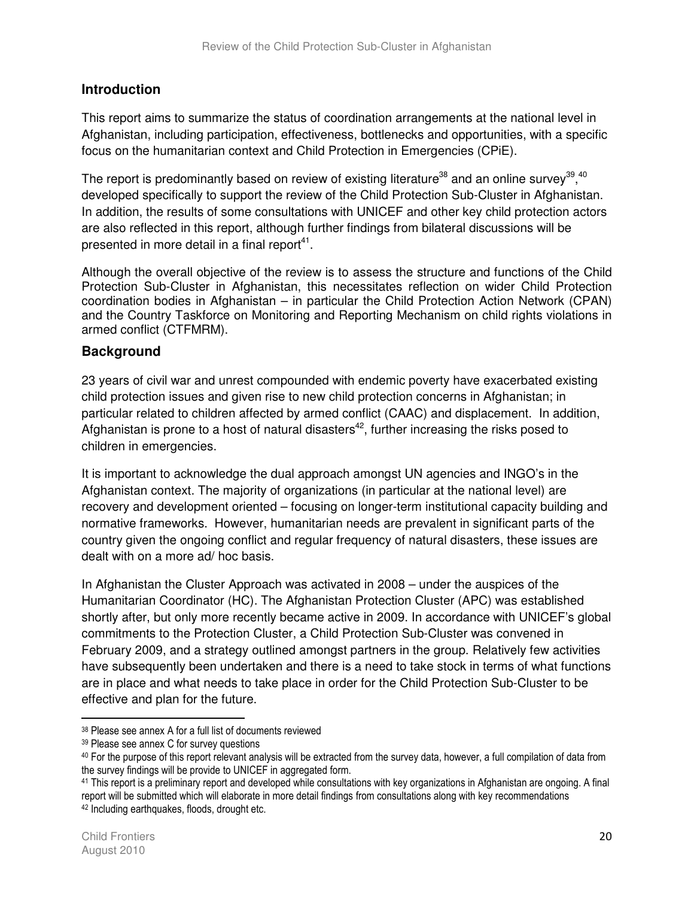## Introduction

This report aims to summarize the status of coordination arrangements at the national level in Afghanistan, including participation, effectiveness, bottlenecks and opportunities, with a specific focus on the humanitarian context and Child Protection in Emergencies (CPiE).

The report is predominantly based on review of existing literature[38] and an online survey[39],[40] developed specifically to support the review of the Child Protection Sub-Cluster in Afghanistan. In addition, the results of some consultations with UNICEF and other key child protection actors are also reflected in this report, although further findings from bilateral discussions will be presented in more detail in a final report[41].

Although the overall objective of the review is to assess the structure and functions of the Child Protection Sub-Cluster in Afghanistan, this necessitates reflection on wider Child Protection coordination bodies in Afghanistan – in particular the Child Protection Action Network (CPAN) and the Country Taskforce on Monitoring and Reporting Mechanism on child rights violations in armed conflict (CTFMRM).

## Background

23 years of civil war and unrest compounded with endemic poverty have exacerbated existing child protection issues and given rise to new child protection concerns in Afghanistan; in particular related to children affected by armed conflict (CAAC) and displacement. In addition, Afghanistan is prone to a host of natural disasters[42], further increasing the risks posed to children in emergencies.

It is important to acknowledge the dual approach amongst UN agencies and INGO's in the Afghanistan context. The majority of organizations (in particular at the national level) are recovery and development oriented – focusing on longer-term institutional capacity building and normative frameworks. However, humanitarian needs are prevalent in significant parts of the country given the ongoing conflict and regular frequency of natural disasters, these issues are dealt with on a more ad/ hoc basis.

In Afghanistan the Cluster Approach was activated in 2008 – under the auspices of the Humanitarian Coordinator (HC). The Afghanistan Protection Cluster (APC) was established shortly after, but only more recently became active in 2009. In accordance with UNICEF's global commitments to the Protection Cluster, a Child Protection Sub-Cluster was convened in February 2009, and a strategy outlined amongst partners in the group. Relatively few activities have subsequently been undertaken and there is a need to take stock in terms of what functions are in place and what needs to take place in order for the Child Protection Sub-Cluster to be effective and plan for the future.

---

[38] Please see annex A for a full list of documents reviewed

[39] Please see annex C for survey questions

[40] For the purpose of this report relevant analysis will be extracted from the survey data, however, a full compilation of data from the survey findings will be provide to UNICEF in aggregated form.

[41] This report is a preliminary report and developed while consultations with key organizations in Afghanistan are ongoing. A final report will be submitted which will elaborate in more detail findings from consultations along with key recommendations

[42] Including earthquakes, floods, drought etc.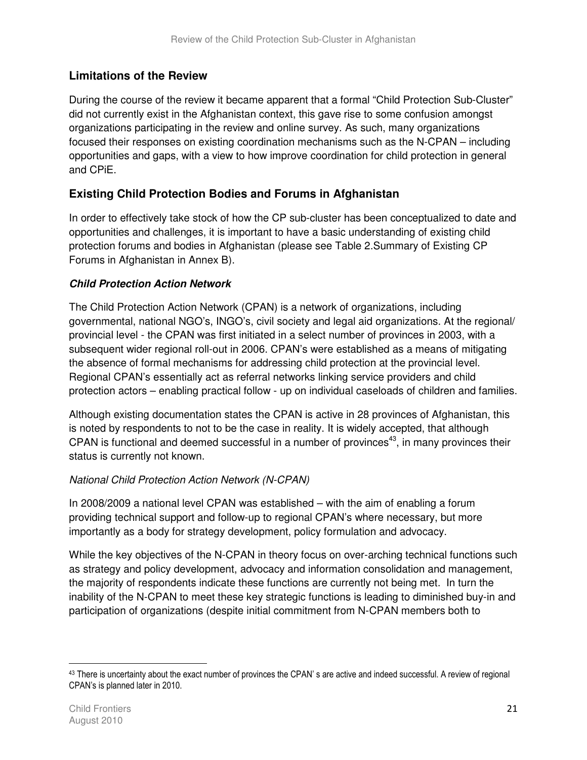## Limitations of the Review

During the course of the review it became apparent that a formal "Child Protection Sub-Cluster" did not currently exist in the Afghanistan context, this gave rise to some confusion amongst organizations participating in the review and online survey. As such, many organizations focused their responses on existing coordination mechanisms such as the N-CPAN – including opportunities and gaps, with a view to how improve coordination for child protection in general and CPiE.

## Existing Child Protection Bodies and Forums in Afghanistan

In order to effectively take stock of how the CP sub-cluster has been conceptualized to date and opportunities and challenges, it is important to have a basic understanding of existing child protection forums and bodies in Afghanistan (please see Table 2.Summary of Existing CP Forums in Afghanistan in Annex B).

### *Child Protection Action Network*

The Child Protection Action Network (CPAN) is a network of organizations, including governmental, national NGO's, INGO's, civil society and legal aid organizations. At the regional/ provincial level - the CPAN was first initiated in a select number of provinces in 2003, with a subsequent wider regional roll-out in 2006. CPAN's were established as a means of mitigating the absence of formal mechanisms for addressing child protection at the provincial level. Regional CPAN's essentially act as referral networks linking service providers and child protection actors – enabling practical follow - up on individual caseloads of children and families.

Although existing documentation states the CPAN is active in 28 provinces of Afghanistan, this is noted by respondents to not to be the case in reality. It is widely accepted, that although CPAN is functional and deemed successful in a number of provinces[43], in many provinces their status is currently not known.

*National Child Protection Action Network (N-CPAN)*

In 2008/2009 a national level CPAN was established – with the aim of enabling a forum providing technical support and follow-up to regional CPAN's where necessary, but more importantly as a body for strategy development, policy formulation and advocacy.

While the key objectives of the N-CPAN in theory focus on over-arching technical functions such as strategy and policy development, advocacy and information consolidation and management, the majority of respondents indicate these functions are currently not being met. In turn the inability of the N-CPAN to meet these key strategic functions is leading to diminished buy-in and participation of organizations (despite initial commitment from N-CPAN members both to

[43] There is uncertainty about the exact number of provinces the CPAN' s are active and indeed successful. A review of regional CPAN's is planned later in 2010.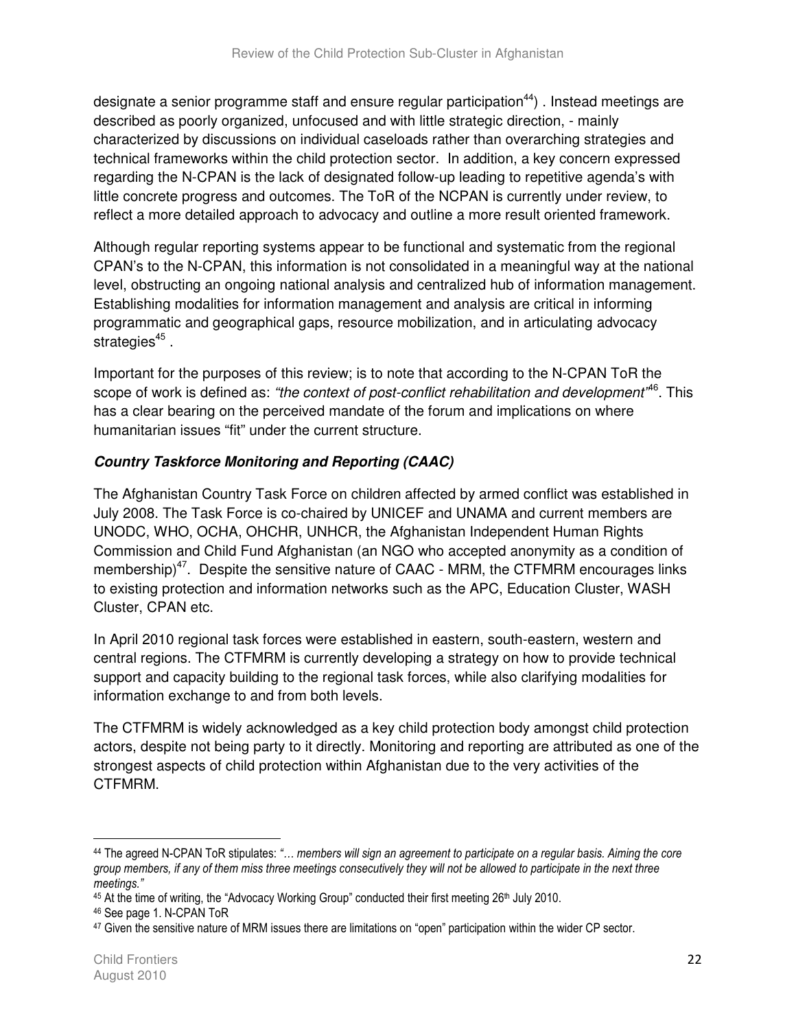designate a senior programme staff and ensure regular participation[44]) . Instead meetings are described as poorly organized, unfocused and with little strategic direction, - mainly characterized by discussions on individual caseloads rather than overarching strategies and technical frameworks within the child protection sector. In addition, a key concern expressed regarding the N-CPAN is the lack of designated follow-up leading to repetitive agenda's with little concrete progress and outcomes. The ToR of the NCPAN is currently under review, to reflect a more detailed approach to advocacy and outline a more result oriented framework.

Although regular reporting systems appear to be functional and systematic from the regional CPAN's to the N-CPAN, this information is not consolidated in a meaningful way at the national level, obstructing an ongoing national analysis and centralized hub of information management. Establishing modalities for information management and analysis are critical in informing programmatic and geographical gaps, resource mobilization, and in articulating advocacy strategies[45] .

Important for the purposes of this review; is to note that according to the N-CPAN ToR the scope of work is defined as: *"the context of post-conflict rehabilitation and development"*[46]. This has a clear bearing on the perceived mandate of the forum and implications on where humanitarian issues "fit" under the current structure.

### *Country Taskforce Monitoring and Reporting (CAAC)*

The Afghanistan Country Task Force on children affected by armed conflict was established in July 2008. The Task Force is co-chaired by UNICEF and UNAMA and current members are UNODC, WHO, OCHA, OHCHR, UNHCR, the Afghanistan Independent Human Rights Commission and Child Fund Afghanistan (an NGO who accepted anonymity as a condition of membership)[47]. Despite the sensitive nature of CAAC - MRM, the CTFMRM encourages links to existing protection and information networks such as the APC, Education Cluster, WASH Cluster, CPAN etc.

In April 2010 regional task forces were established in eastern, south-eastern, western and central regions. The CTFMRM is currently developing a strategy on how to provide technical support and capacity building to the regional task forces, while also clarifying modalities for information exchange to and from both levels.

The CTFMRM is widely acknowledged as a key child protection body amongst child protection actors, despite not being party to it directly. Monitoring and reporting are attributed as one of the strongest aspects of child protection within Afghanistan due to the very activities of the CTFMRM.

---

[44] The agreed N-CPAN ToR stipulates: *"… members will sign an agreement to participate on a regular basis. Aiming the core group members, if any of them miss three meetings consecutively they will not be allowed to participate in the next three meetings."*

[45] At the time of writing, the "Advocacy Working Group" conducted their first meeting 26th July 2010.

[46] See page 1. N-CPAN ToR

[47] Given the sensitive nature of MRM issues there are limitations on "open" participation within the wider CP sector.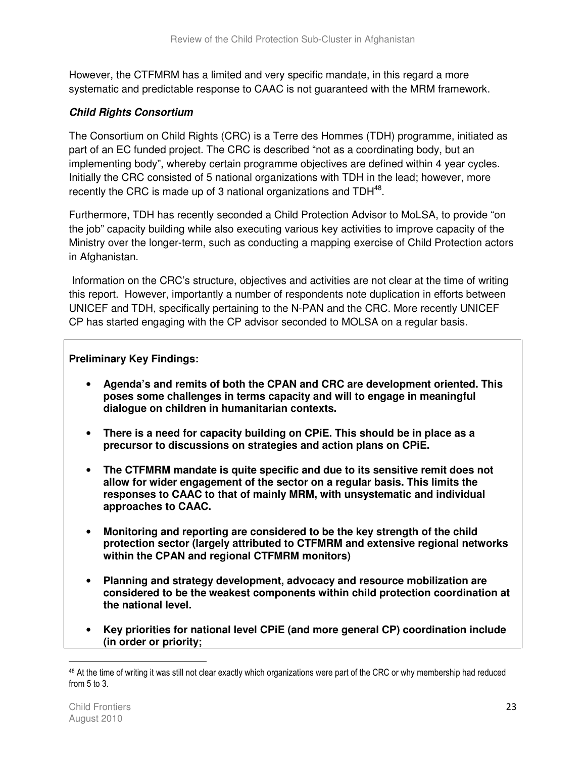However, the CTFMRM has a limited and very specific mandate, in this regard a more systematic and predictable response to CAAC is not guaranteed with the MRM framework.

### ***Child Rights Consortium***

The Consortium on Child Rights (CRC) is a Terre des Hommes (TDH) programme, initiated as part of an EC funded project. The CRC is described "not as a coordinating body, but an implementing body", whereby certain programme objectives are defined within 4 year cycles. Initially the CRC consisted of 5 national organizations with TDH in the lead; however, more recently the CRC is made up of 3 national organizations and TDH[48].

Furthermore, TDH has recently seconded a Child Protection Advisor to MoLSA, to provide "on the job" capacity building while also executing various key activities to improve capacity of the Ministry over the longer-term, such as conducting a mapping exercise of Child Protection actors in Afghanistan.

Information on the CRC's structure, objectives and activities are not clear at the time of writing this report. However, importantly a number of respondents note duplication in efforts between UNICEF and TDH, specifically pertaining to the N-PAN and the CRC. More recently UNICEF CP has started engaging with the CP advisor seconded to MOLSA on a regular basis.

**Preliminary Key Findings:**

- **Agenda's and remits of both the CPAN and CRC are development oriented. This poses some challenges in terms capacity and will to engage in meaningful dialogue on children in humanitarian contexts.**
- **There is a need for capacity building on CPiE. This should be in place as a precursor to discussions on strategies and action plans on CPiE.**
- **The CTFMRM mandate is quite specific and due to its sensitive remit does not allow for wider engagement of the sector on a regular basis. This limits the responses to CAAC to that of mainly MRM, with unsystematic and individual approaches to CAAC.**
- **Monitoring and reporting are considered to be the key strength of the child protection sector (largely attributed to CTFMRM and extensive regional networks within the CPAN and regional CTFMRM monitors)**
- **Planning and strategy development, advocacy and resource mobilization are considered to be the weakest components within child protection coordination at the national level.**
- **Key priorities for national level CPiE (and more general CP) coordination include (in order or priority;**

[48] At the time of writing it was still not clear exactly which organizations were part of the CRC or why membership had reduced from 5 to 3.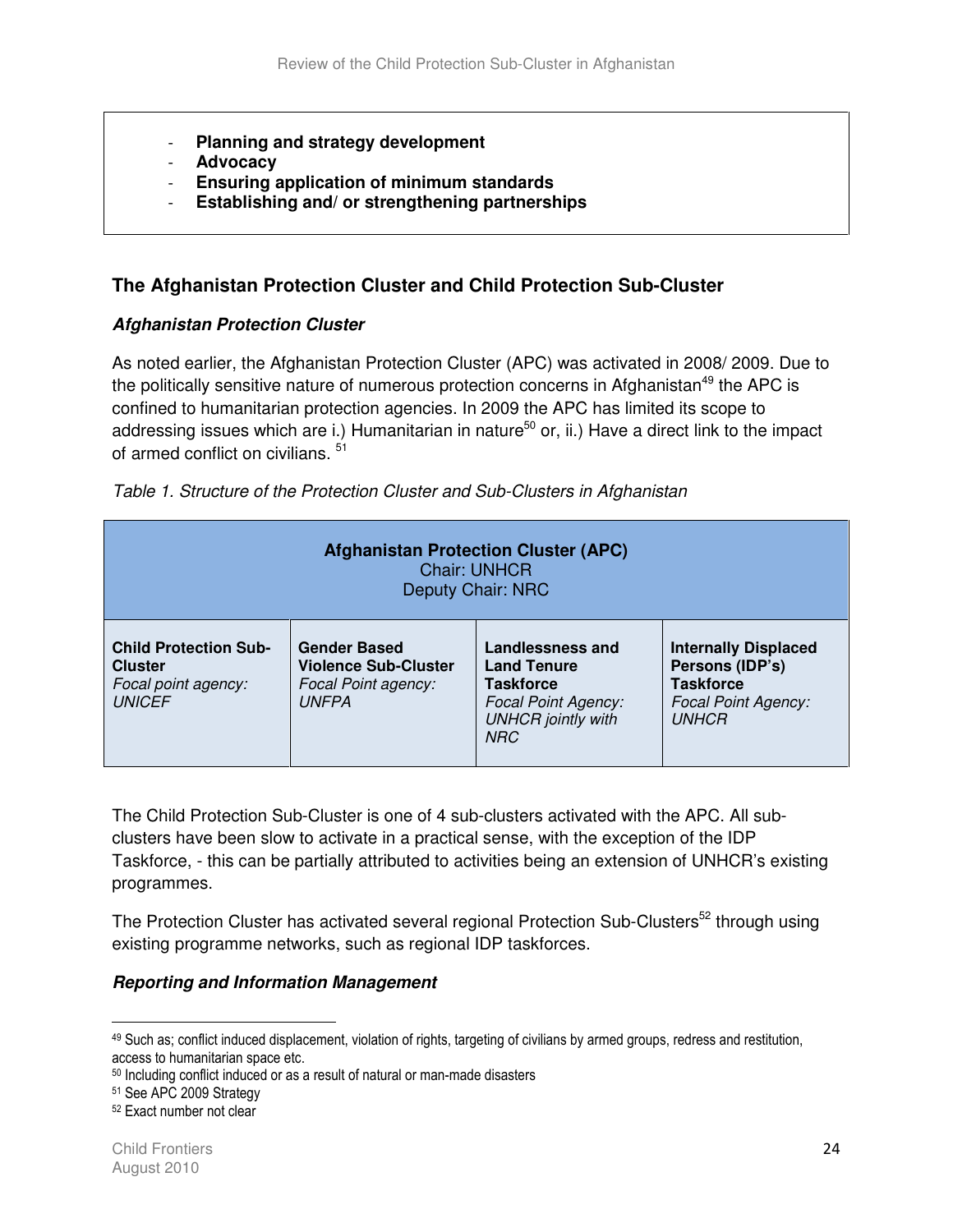- **Planning and strategy development**
- **Advocacy**
- **Ensuring application of minimum standards**
- **Establishing and/ or strengthening partnerships**

## The Afghanistan Protection Cluster and Child Protection Sub-Cluster

### *Afghanistan Protection Cluster*

As noted earlier, the Afghanistan Protection Cluster (APC) was activated in 2008/ 2009. Due to the politically sensitive nature of numerous protection concerns in Afghanistan[49] the APC is confined to humanitarian protection agencies. In 2009 the APC has limited its scope to addressing issues which are i.) Humanitarian in nature[50] or, ii.) Have a direct link to the impact of armed conflict on civilians. [51]

*Table 1. Structure of the Protection Cluster and Sub-Clusters in Afghanistan*

| **Afghanistan Protection Cluster (APC)**<br>Chair: UNHCR<br>Deputy Chair: NRC | | | |
|---|---|---|---|
| **Child Protection Sub-Cluster**<br>*Focal point agency: UNICEF* | **Gender Based Violence Sub-Cluster**<br>*Focal Point agency: UNFPA* | **Landlessness and Land Tenure Taskforce**<br>*Focal Point Agency: UNHCR jointly with NRC* | **Internally Displaced Persons (IDP's) Taskforce**<br>*Focal Point Agency: UNHCR* |

The Child Protection Sub-Cluster is one of 4 sub-clusters activated with the APC. All sub-clusters have been slow to activate in a practical sense, with the exception of the IDP Taskforce, - this can be partially attributed to activities being an extension of UNHCR's existing programmes.

The Protection Cluster has activated several regional Protection Sub-Clusters[52] through using existing programme networks, such as regional IDP taskforces.

### *Reporting and Information Management*

---

[49] Such as; conflict induced displacement, violation of rights, targeting of civilians by armed groups, redress and restitution, access to humanitarian space etc.

[50] Including conflict induced or as a result of natural or man-made disasters

[51] See APC 2009 Strategy

[52] Exact number not clear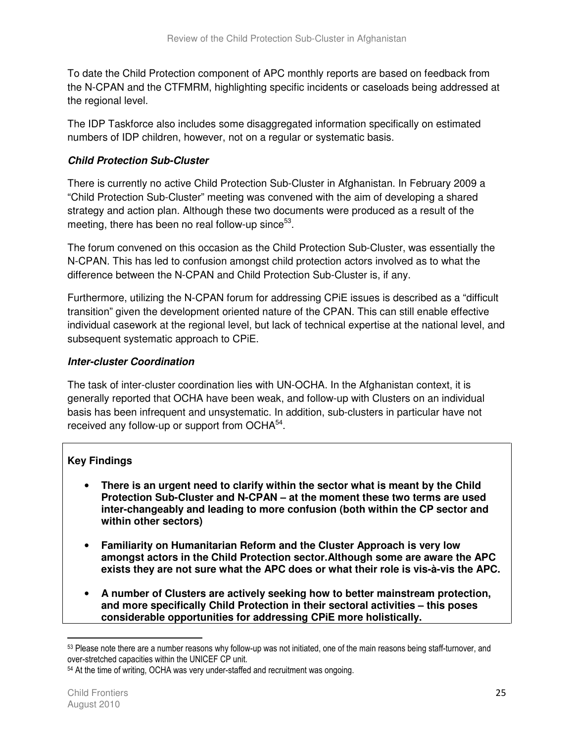To date the Child Protection component of APC monthly reports are based on feedback from the N-CPAN and the CTFMRM, highlighting specific incidents or caseloads being addressed at the regional level.

The IDP Taskforce also includes some disaggregated information specifically on estimated numbers of IDP children, however, not on a regular or systematic basis.

### *Child Protection Sub-Cluster*

There is currently no active Child Protection Sub-Cluster in Afghanistan. In February 2009 a "Child Protection Sub-Cluster" meeting was convened with the aim of developing a shared strategy and action plan. Although these two documents were produced as a result of the meeting, there has been no real follow-up since[53].

The forum convened on this occasion as the Child Protection Sub-Cluster, was essentially the N-CPAN. This has led to confusion amongst child protection actors involved as to what the difference between the N-CPAN and Child Protection Sub-Cluster is, if any.

Furthermore, utilizing the N-CPAN forum for addressing CPiE issues is described as a "difficult transition" given the development oriented nature of the CPAN. This can still enable effective individual casework at the regional level, but lack of technical expertise at the national level, and subsequent systematic approach to CPiE.

### *Inter-cluster Coordination*

The task of inter-cluster coordination lies with UN-OCHA. In the Afghanistan context, it is generally reported that OCHA have been weak, and follow-up with Clusters on an individual basis has been infrequent and unsystematic. In addition, sub-clusters in particular have not received any follow-up or support from OCHA[54].

**Key Findings**

- **There is an urgent need to clarify within the sector what is meant by the Child Protection Sub-Cluster and N-CPAN – at the moment these two terms are used inter-changeably and leading to more confusion (both within the CP sector and within other sectors)**
- **Familiarity on Humanitarian Reform and the Cluster Approach is very low amongst actors in the Child Protection sector.Although some are aware the APC exists they are not sure what the APC does or what their role is vis-à-vis the APC.**
- **A number of Clusters are actively seeking how to better mainstream protection, and more specifically Child Protection in their sectoral activities – this poses considerable opportunities for addressing CPiE more holistically.**

---

[53] Please note there are a number reasons why follow-up was not initiated, one of the main reasons being staff-turnover, and over-stretched capacities within the UNICEF CP unit.

[54] At the time of writing, OCHA was very under-staffed and recruitment was ongoing.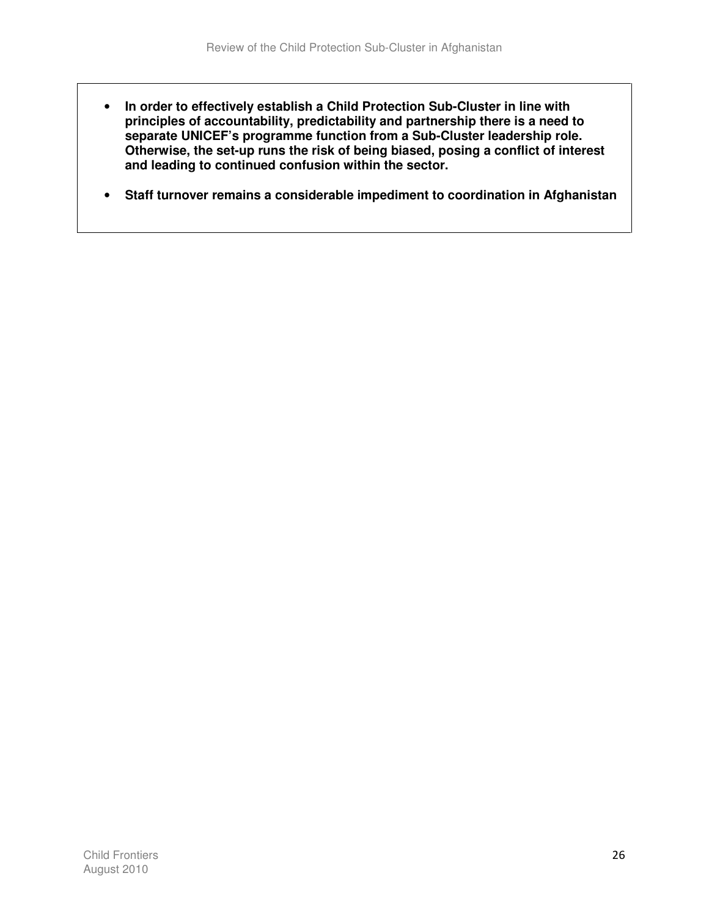- **In order to effectively establish a Child Protection Sub-Cluster in line with principles of accountability, predictability and partnership there is a need to separate UNICEF's programme function from a Sub-Cluster leadership role. Otherwise, the set-up runs the risk of being biased, posing a conflict of interest and leading to continued confusion within the sector.**

- **Staff turnover remains a considerable impediment to coordination in Afghanistan**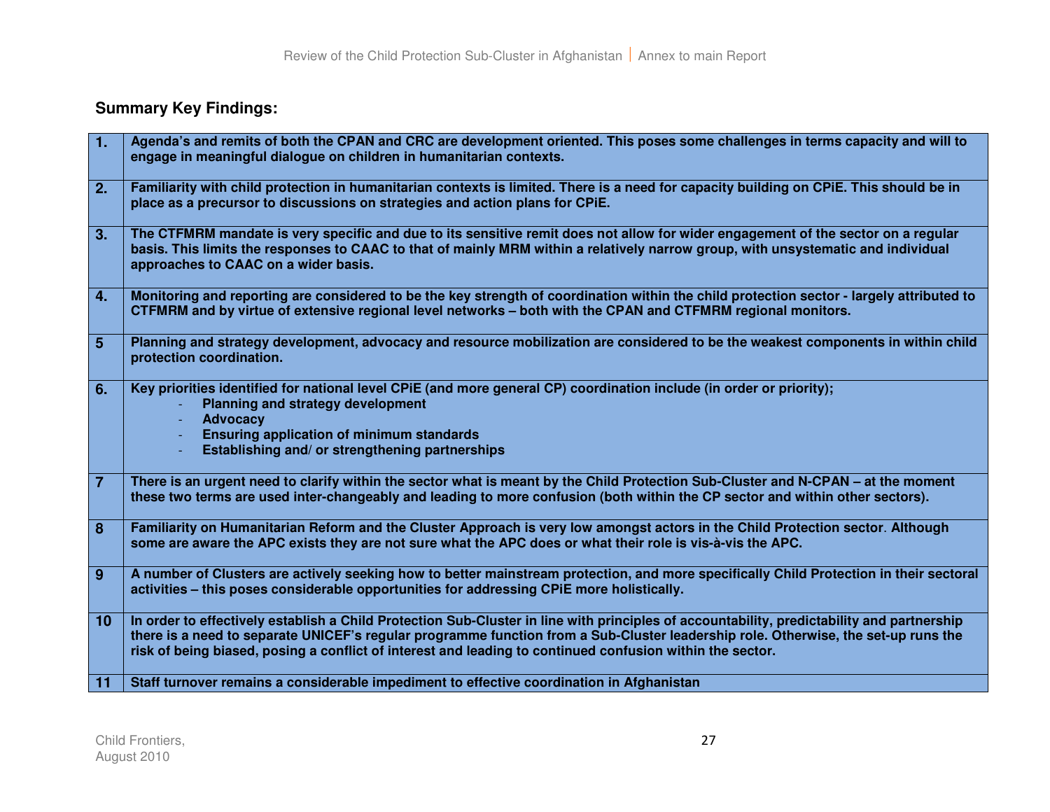**Summary Key Findings:**

| | |
|---|---|
| **1.** | **Agenda's and remits of both the CPAN and CRC are development oriented. This poses some challenges in terms capacity and will to engage in meaningful dialogue on children in humanitarian contexts.** |
| **2.** | **Familiarity with child protection in humanitarian contexts is limited. There is a need for capacity building on CPiE. This should be in place as a precursor to discussions on strategies and action plans for CPiE.** |
| **3.** | **The CTFMRM mandate is very specific and due to its sensitive remit does not allow for wider engagement of the sector on a regular basis. This limits the responses to CAAC to that of mainly MRM within a relatively narrow group, with unsystematic and individual approaches to CAAC on a wider basis.** |
| **4.** | **Monitoring and reporting are considered to be the key strength of coordination within the child protection sector - largely attributed to CTFMRM and by virtue of extensive regional level networks – both with the CPAN and CTFMRM regional monitors.** |
| **5** | **Planning and strategy development, advocacy and resource mobilization are considered to be the weakest components in within child protection coordination.** |
| **6.** | **Key priorities identified for national level CPiE (and more general CP) coordination include (in order or priority);**<br>- **Planning and strategy development**<br>- **Advocacy**<br>- **Ensuring application of minimum standards**<br>- **Establishing and/ or strengthening partnerships** |
| **7** | **There is an urgent need to clarify within the sector what is meant by the Child Protection Sub-Cluster and N-CPAN – at the moment these two terms are used inter-changeably and leading to more confusion (both within the CP sector and within other sectors).** |
| **8** | **Familiarity on Humanitarian Reform and the Cluster Approach is very low amongst actors in the Child Protection sector. Although some are aware the APC exists they are not sure what the APC does or what their role is vis-à-vis the APC.** |
| **9** | **A number of Clusters are actively seeking how to better mainstream protection, and more specifically Child Protection in their sectoral activities – this poses considerable opportunities for addressing CPiE more holistically.** |
| **10** | **In order to effectively establish a Child Protection Sub-Cluster in line with principles of accountability, predictability and partnership there is a need to separate UNICEF's regular programme function from a Sub-Cluster leadership role. Otherwise, the set-up runs the risk of being biased, posing a conflict of interest and leading to continued confusion within the sector.** |
| **11** | **Staff turnover remains a considerable impediment to effective coordination in Afghanistan** |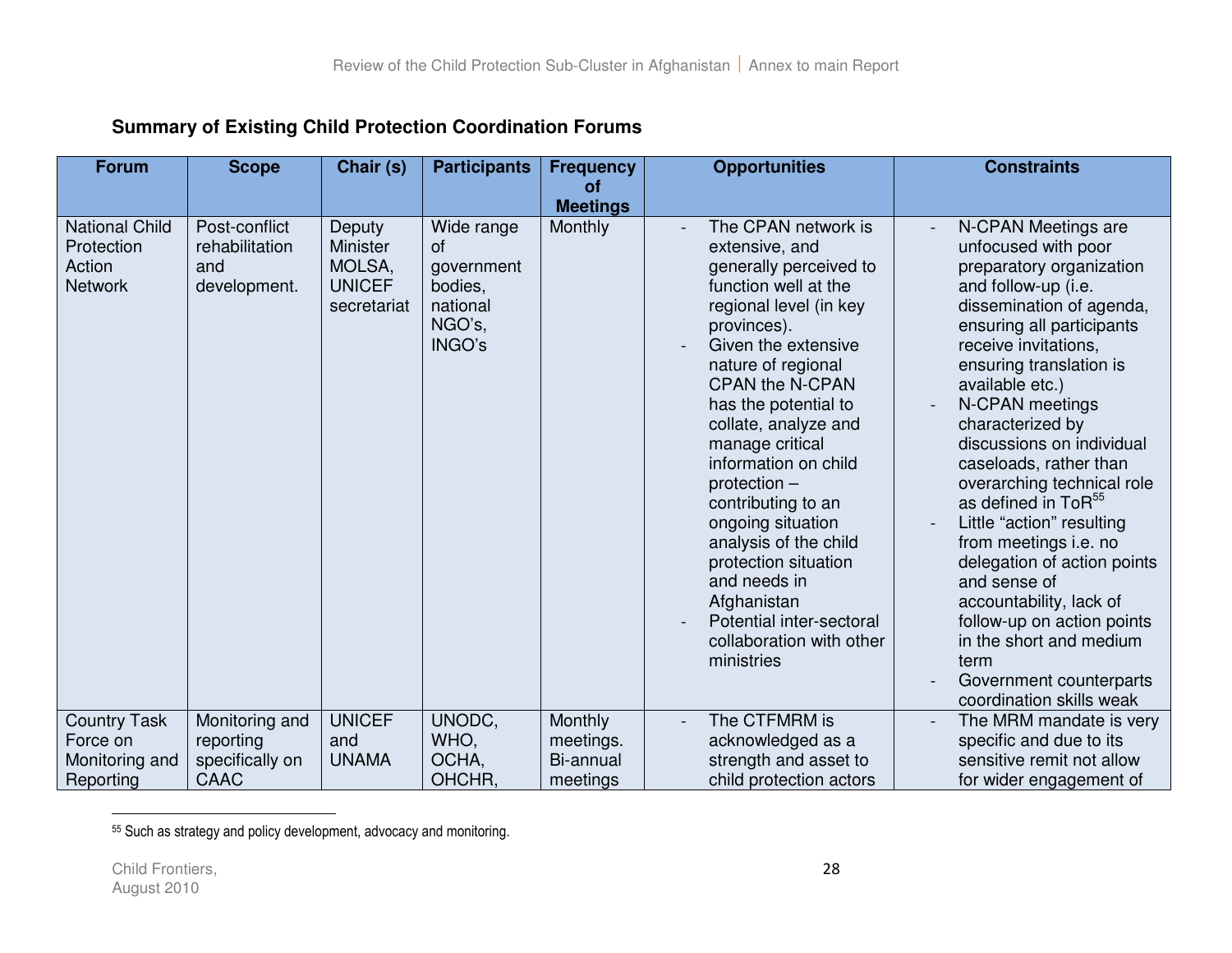**Summary of Existing Child Protection Coordination Forums**

| Forum | Scope | Chair (s) | Participants | Frequency of Meetings | Opportunities | Constraints |
|---|---|---|---|---|---|---|
| National Child Protection Action Network | Post-conflict rehabilitation and development. | Deputy Minister MOLSA, UNICEF secretariat | Wide range of government bodies, national NGO's, INGO's | Monthly | - The CPAN network is extensive, and generally perceived to function well at the regional level (in key provinces).<br>- Given the extensive nature of regional CPAN the N-CPAN has the potential to collate, analyze and manage critical information on child protection – contributing to an ongoing situation analysis of the child protection situation and needs in Afghanistan<br>- Potential inter-sectoral collaboration with other ministries | - N-CPAN Meetings are unfocused with poor preparatory organization and follow-up (i.e. dissemination of agenda, ensuring all participants receive invitations, ensuring translation is available etc.)<br>- N-CPAN meetings characterized by discussions on individual caseloads, rather than overarching technical role as defined in ToR[55]<br>- Little "action" resulting from meetings i.e. no delegation of action points and sense of accountability, lack of follow-up on action points in the short and medium term<br>- Government counterparts coordination skills weak |
| Country Task Force on Monitoring and Reporting | Monitoring and reporting specifically on CAAC | UNICEF and UNAMA | UNODC, WHO, OCHA, OHCHR, | Monthly meetings. Bi-annual meetings | - The CTFMRM is acknowledged as a strength and asset to child protection actors | - The MRM mandate is very specific and due to its sensitive remit not allow for wider engagement of |

[55] Such as strategy and policy development, advocacy and monitoring.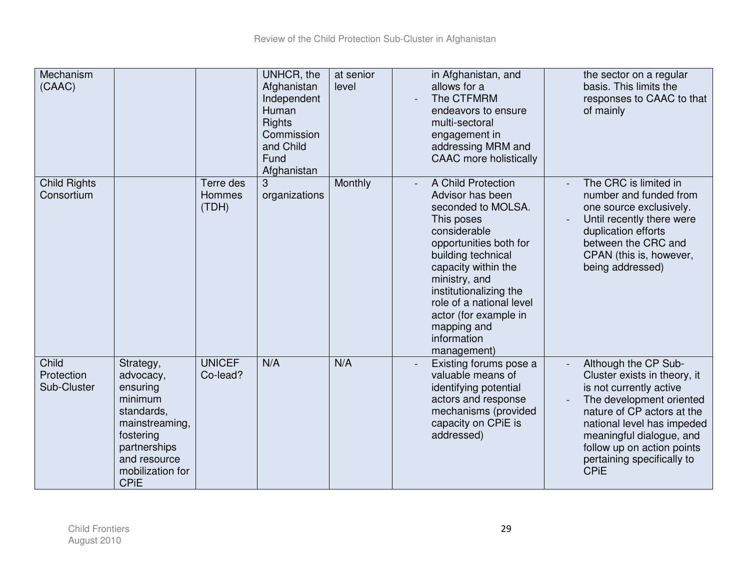| Mechanism (CAAC) | | | UNHCR, the Afghanistan Independent Human Rights Commission and Child Fund Afghanistan | at senior level | in Afghanistan, and allows for a<br>- The CTFMRM endeavors to ensure multi-sectoral engagement in addressing MRM and CAAC more holistically | the sector on a regular basis. This limits the responses to CAAC to that of mainly |
|---|---|---|---|---|---|---|
| Child Rights Consortium | | Terre des Hommes (TDH) | 3 organizations | Monthly | - A Child Protection Advisor has been seconded to MOLSA. This poses considerable opportunities both for building technical capacity within the ministry, and institutionalizing the role of a national level actor (for example in mapping and information management) | - The CRC is limited in number and funded from one source exclusively.<br>- Until recently there were duplication efforts between the CRC and CPAN (this is, however, being addressed) |
| Child Protection Sub-Cluster | Strategy, advocacy, ensuring minimum standards, mainstreaming, fostering partnerships and resource mobilization for CPiE | UNICEF Co-lead? | N/A | N/A | - Existing forums pose a valuable means of identifying potential actors and response mechanisms (provided capacity on CPiE is addressed) | - Although the CP Sub-Cluster exists in theory, it is not currently active<br>- The development oriented nature of CP actors at the national level has impeded meaningful dialogue, and follow up on action points pertaining specifically to CPiE |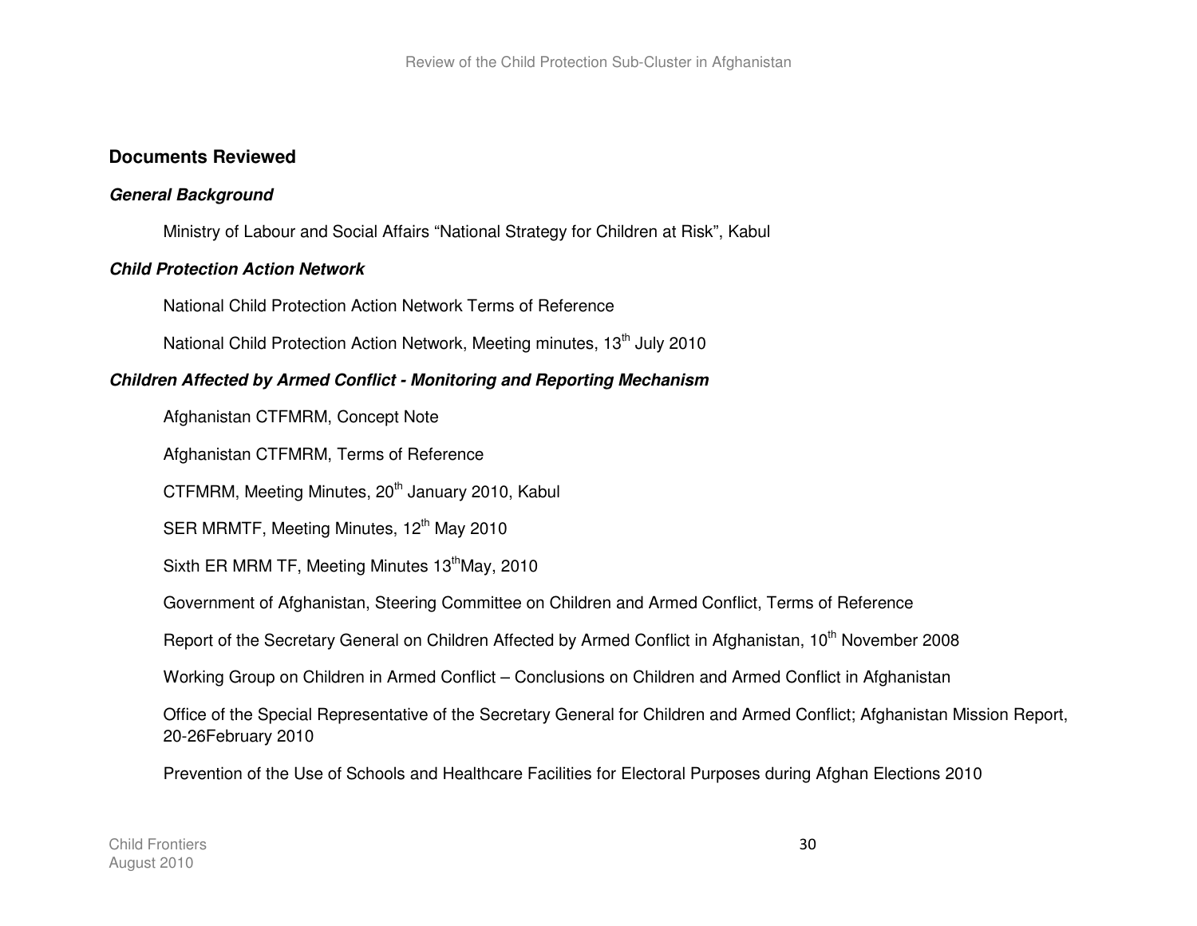## Documents Reviewed

### *General Background*

Ministry of Labour and Social Affairs "National Strategy for Children at Risk", Kabul

### *Child Protection Action Network*

National Child Protection Action Network Terms of Reference

National Child Protection Action Network, Meeting minutes, 13th July 2010

### *Children Affected by Armed Conflict - Monitoring and Reporting Mechanism*

Afghanistan CTFMRM, Concept Note

Afghanistan CTFMRM, Terms of Reference

CTFMRM, Meeting Minutes, 20th January 2010, Kabul

SER MRMTF, Meeting Minutes, 12th May 2010

Sixth ER MRM TF, Meeting Minutes 13thMay, 2010

Government of Afghanistan, Steering Committee on Children and Armed Conflict, Terms of Reference

Report of the Secretary General on Children Affected by Armed Conflict in Afghanistan, 10th November 2008

Working Group on Children in Armed Conflict – Conclusions on Children and Armed Conflict in Afghanistan

Office of the Special Representative of the Secretary General for Children and Armed Conflict; Afghanistan Mission Report, 20-26February 2010

Prevention of the Use of Schools and Healthcare Facilities for Electoral Purposes during Afghan Elections 2010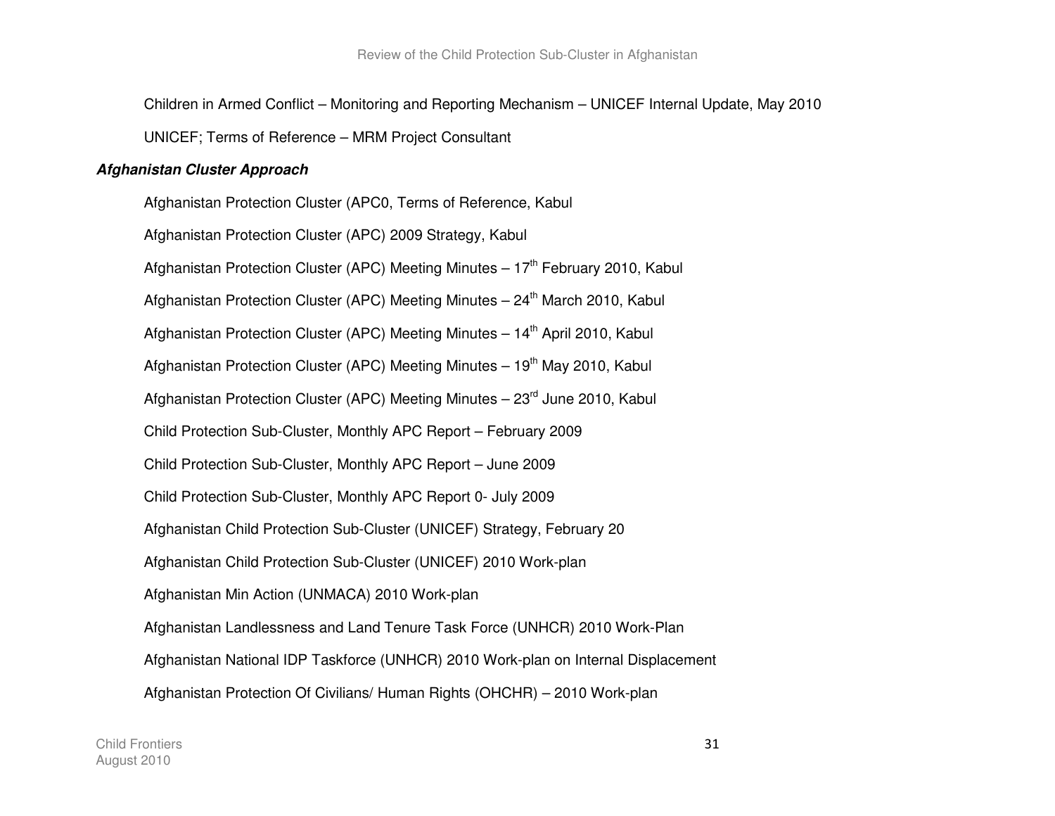Children in Armed Conflict – Monitoring and Reporting Mechanism – UNICEF Internal Update, May 2010

UNICEF; Terms of Reference – MRM Project Consultant

***Afghanistan Cluster Approach***

Afghanistan Protection Cluster (APC0, Terms of Reference, Kabul

Afghanistan Protection Cluster (APC) 2009 Strategy, Kabul

Afghanistan Protection Cluster (APC) Meeting Minutes – 17th February 2010, Kabul

Afghanistan Protection Cluster (APC) Meeting Minutes – 24th March 2010, Kabul

Afghanistan Protection Cluster (APC) Meeting Minutes – 14th April 2010, Kabul

Afghanistan Protection Cluster (APC) Meeting Minutes – 19th May 2010, Kabul

Afghanistan Protection Cluster (APC) Meeting Minutes – 23rd June 2010, Kabul

Child Protection Sub-Cluster, Monthly APC Report – February 2009

Child Protection Sub-Cluster, Monthly APC Report – June 2009

Child Protection Sub-Cluster, Monthly APC Report 0- July 2009

Afghanistan Child Protection Sub-Cluster (UNICEF) Strategy, February 20

Afghanistan Child Protection Sub-Cluster (UNICEF) 2010 Work-plan

Afghanistan Min Action (UNMACA) 2010 Work-plan

Afghanistan Landlessness and Land Tenure Task Force (UNHCR) 2010 Work-Plan

Afghanistan National IDP Taskforce (UNHCR) 2010 Work-plan on Internal Displacement

Afghanistan Protection Of Civilians/ Human Rights (OHCHR) – 2010 Work-plan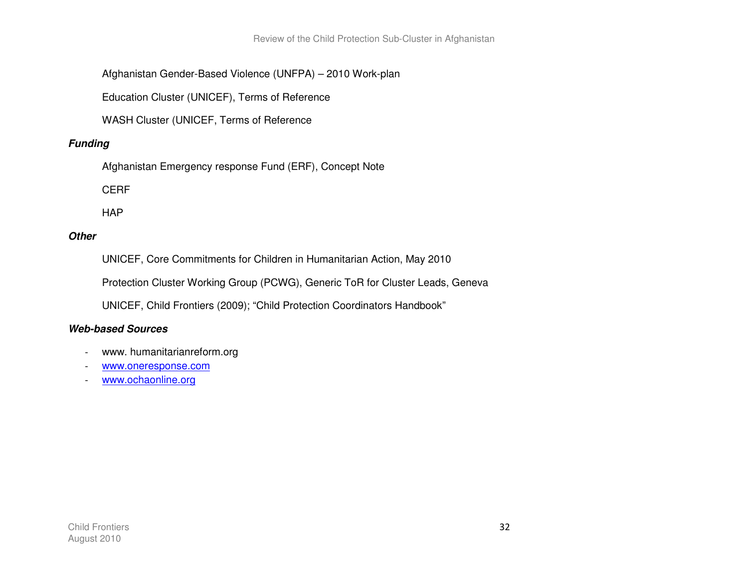Afghanistan Gender-Based Violence (UNFPA) – 2010 Work-plan

Education Cluster (UNICEF), Terms of Reference

WASH Cluster (UNICEF, Terms of Reference

***Funding***

Afghanistan Emergency response Fund (ERF), Concept Note

CERF

HAP

***Other***

UNICEF, Core Commitments for Children in Humanitarian Action, May 2010

Protection Cluster Working Group (PCWG), Generic ToR for Cluster Leads, Geneva

UNICEF, Child Frontiers (2009); "Child Protection Coordinators Handbook"

***Web-based Sources***

- www. humanitarianreform.org
- www.oneresponse.com
- www.ochaonline.org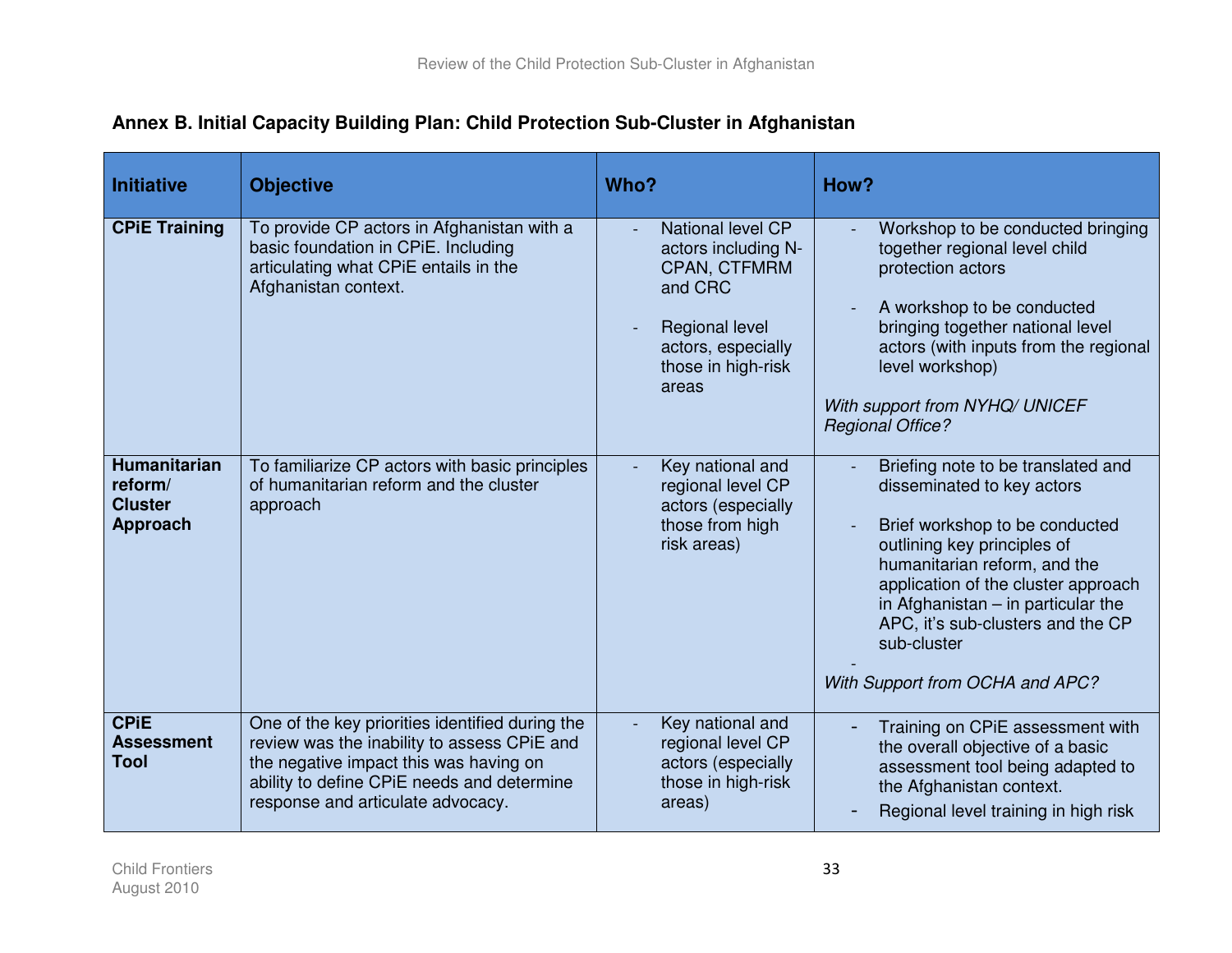**Annex B. Initial Capacity Building Plan: Child Protection Sub-Cluster in Afghanistan**

| Initiative | Objective | Who? | How? |
|---|---|---|---|
| **CPiE Training** | To provide CP actors in Afghanistan with a basic foundation in CPiE. Including articulating what CPiE entails in the Afghanistan context. | - National level CP actors including N-CPAN, CTFMRM and CRC<br><br>- Regional level actors, especially those in high-risk areas | - Workshop to be conducted bringing together regional level child protection actors<br><br>- A workshop to be conducted bringing together national level actors (with inputs from the regional level workshop)<br><br>*With support from NYHQ/ UNICEF Regional Office?* |
| **Humanitarian reform/ Cluster Approach** | To familiarize CP actors with basic principles of humanitarian reform and the cluster approach | - Key national and regional level CP actors (especially those from high risk areas) | - Briefing note to be translated and disseminated to key actors<br><br>- Brief workshop to be conducted outlining key principles of humanitarian reform, and the application of the cluster approach in Afghanistan – in particular the APC, it's sub-clusters and the CP sub-cluster<br><br>-<br>*With Support from OCHA and APC?* |
| **CPiE Assessment Tool** | One of the key priorities identified during the review was the inability to assess CPiE and the negative impact this was having on ability to define CPiE needs and determine response and articulate advocacy. | - Key national and regional level CP actors (especially those in high-risk areas) | - Training on CPiE assessment with the overall objective of a basic assessment tool being adapted to the Afghanistan context.<br>- Regional level training in high risk |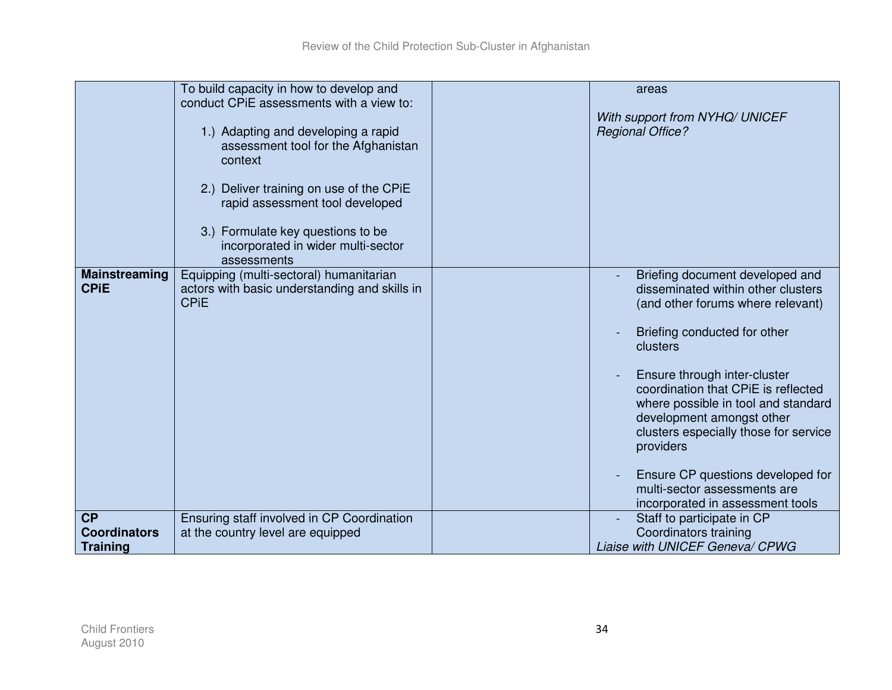| | | | |
|---|---|---|---|
| | To build capacity in how to develop and conduct CPiE assessments with a view to:<br><br>1.) Adapting and developing a rapid assessment tool for the Afghanistan context<br><br>2.) Deliver training on use of the CPiE rapid assessment tool developed<br><br>3.) Formulate key questions to be incorporated in wider multi-sector assessments | | areas<br><br>*With support from NYHQ/ UNICEF Regional Office?* |
| **Mainstreaming CPiE** | Equipping (multi-sectoral) humanitarian actors with basic understanding and skills in CPiE | | - Briefing document developed and disseminated within other clusters (and other forums where relevant)<br><br>- Briefing conducted for other clusters<br><br>- Ensure through inter-cluster coordination that CPiE is reflected where possible in tool and standard development amongst other clusters especially those for service providers<br><br>- Ensure CP questions developed for multi-sector assessments are incorporated in assessment tools |
| **CP Coordinators Training** | Ensuring staff involved in CP Coordination at the country level are equipped | | - Staff to participate in CP Coordinators training<br>*Liaise with UNICEF Geneva/ CPWG* |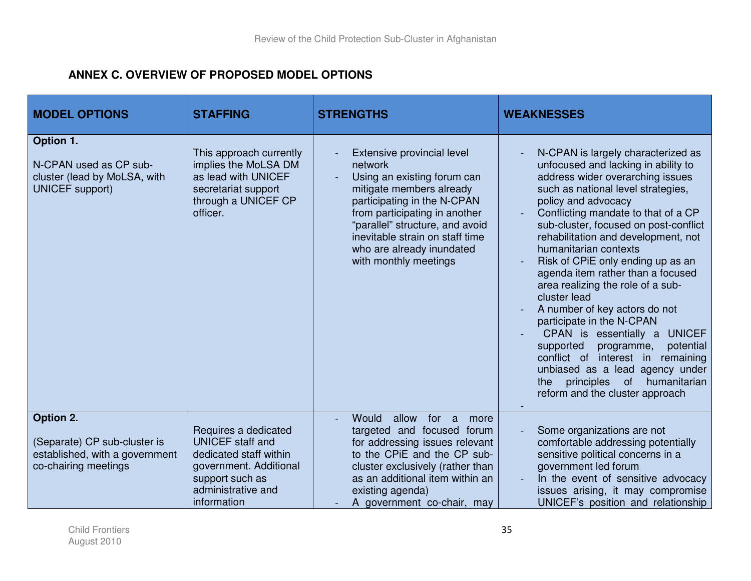## ANNEX C. OVERVIEW OF PROPOSED MODEL OPTIONS

| MODEL OPTIONS | STAFFING | STRENGTHS | WEAKNESSES |
|---|---|---|---|
| **Option 1.**<br><br>N-CPAN used as CP sub-cluster (lead by MoLSA, with UNICEF support) | This approach currently implies the MoLSA DM as lead with UNICEF secretariat support through a UNICEF CP officer. | - Extensive provincial level network<br>- Using an existing forum can mitigate members already participating in the N-CPAN from participating in another "parallel" structure, and avoid inevitable strain on staff time who are already inundated with monthly meetings | - N-CPAN is largely characterized as unfocused and lacking in ability to address wider overarching issues such as national level strategies, policy and advocacy<br>- Conflicting mandate to that of a CP sub-cluster, focused on post-conflict rehabilitation and development, not humanitarian contexts<br>- Risk of CPiE only ending up as an agenda item rather than a focused area realizing the role of a sub-cluster lead<br>- A number of key actors do not participate in the N-CPAN<br>- CPAN is essentially a UNICEF supported programme, potential conflict of interest in remaining unbiased as a lead agency under the principles of humanitarian reform and the cluster approach<br>- |
| **Option 2.**<br><br>(Separate) CP sub-cluster is established, with a government co-chairing meetings | Requires a dedicated UNICEF staff and dedicated staff within government. Additional support such as administrative and information | - Would allow for a more targeted and focused forum for addressing issues relevant to the CPiE and the CP sub-cluster exclusively (rather than as an additional item within an existing agenda)<br>- A government co-chair, may | - Some organizations are not comfortable addressing potentially sensitive political concerns in a government led forum<br>- In the event of sensitive advocacy issues arising, it may compromise UNICEF's position and relationship |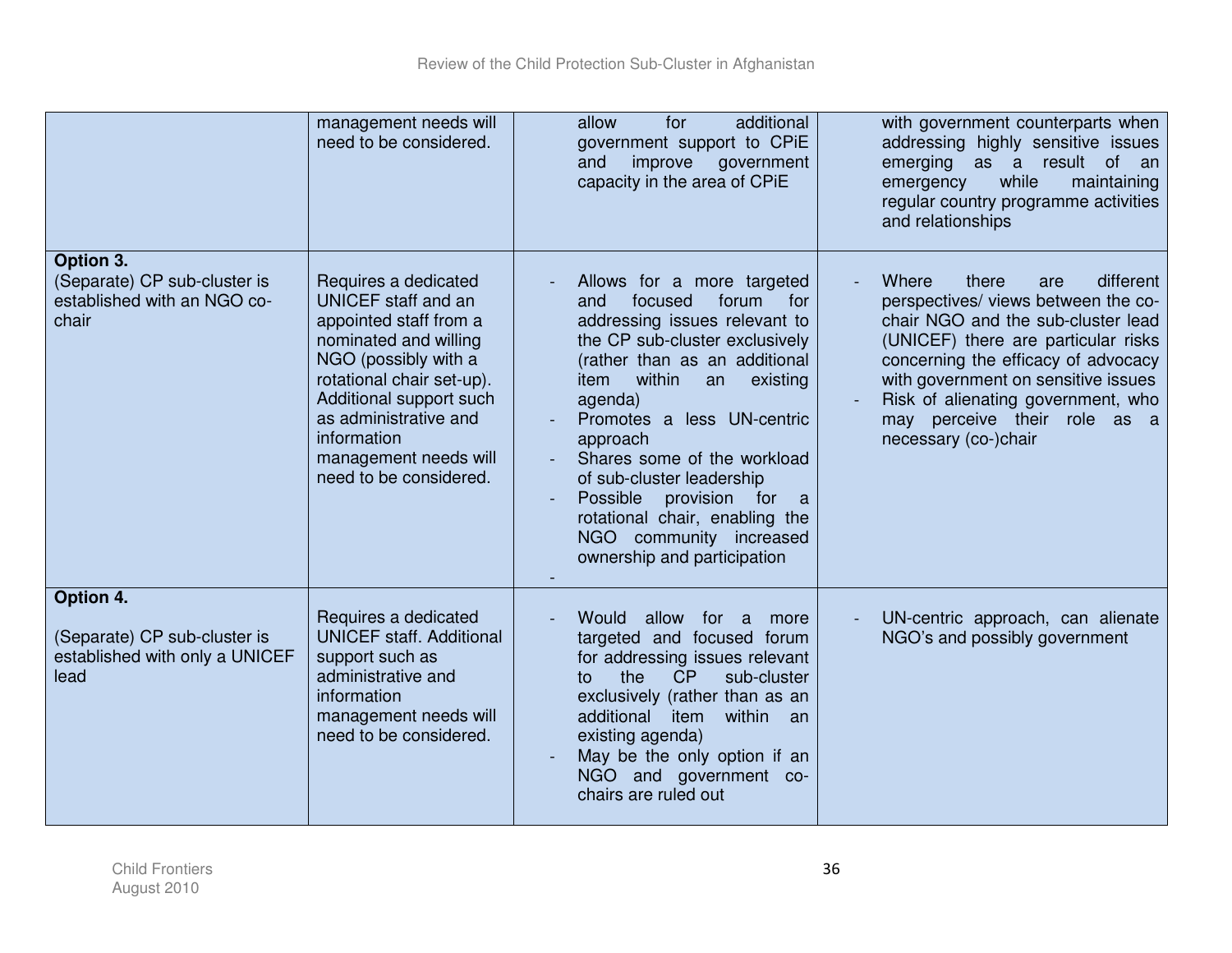| | | | |
|---|---|---|---|
| | management needs will need to be considered. | allow for additional government support to CPiE and improve government capacity in the area of CPiE | with government counterparts when addressing highly sensitive issues emerging as a result of an emergency while maintaining regular country programme activities and relationships |
| **Option 3.**<br>(Separate) CP sub-cluster is established with an NGO co-chair | Requires a dedicated UNICEF staff and an appointed staff from a nominated and willing NGO (possibly with a rotational chair set-up). Additional support such as administrative and information management needs will need to be considered. | - Allows for a more targeted and focused forum for addressing issues relevant to the CP sub-cluster exclusively (rather than as an additional item within an existing agenda)<br>- Promotes a less UN-centric approach<br>- Shares some of the workload of sub-cluster leadership<br>- Possible provision for a rotational chair, enabling the NGO community increased ownership and participation<br>- | - Where there are different perspectives/ views between the co-chair NGO and the sub-cluster lead (UNICEF) there are particular risks concerning the efficacy of advocacy with government on sensitive issues<br>- Risk of alienating government, who may perceive their role as a necessary (co-)chair |
| **Option 4.**<br><br>(Separate) CP sub-cluster is established with only a UNICEF lead | Requires a dedicated UNICEF staff. Additional support such as administrative and information management needs will need to be considered. | - Would allow for a more targeted and focused forum for addressing issues relevant to the CP sub-cluster exclusively (rather than as an additional item within an existing agenda)<br>- May be the only option if an NGO and government co-chairs are ruled out | - UN-centric approach, can alienate NGO's and possibly government |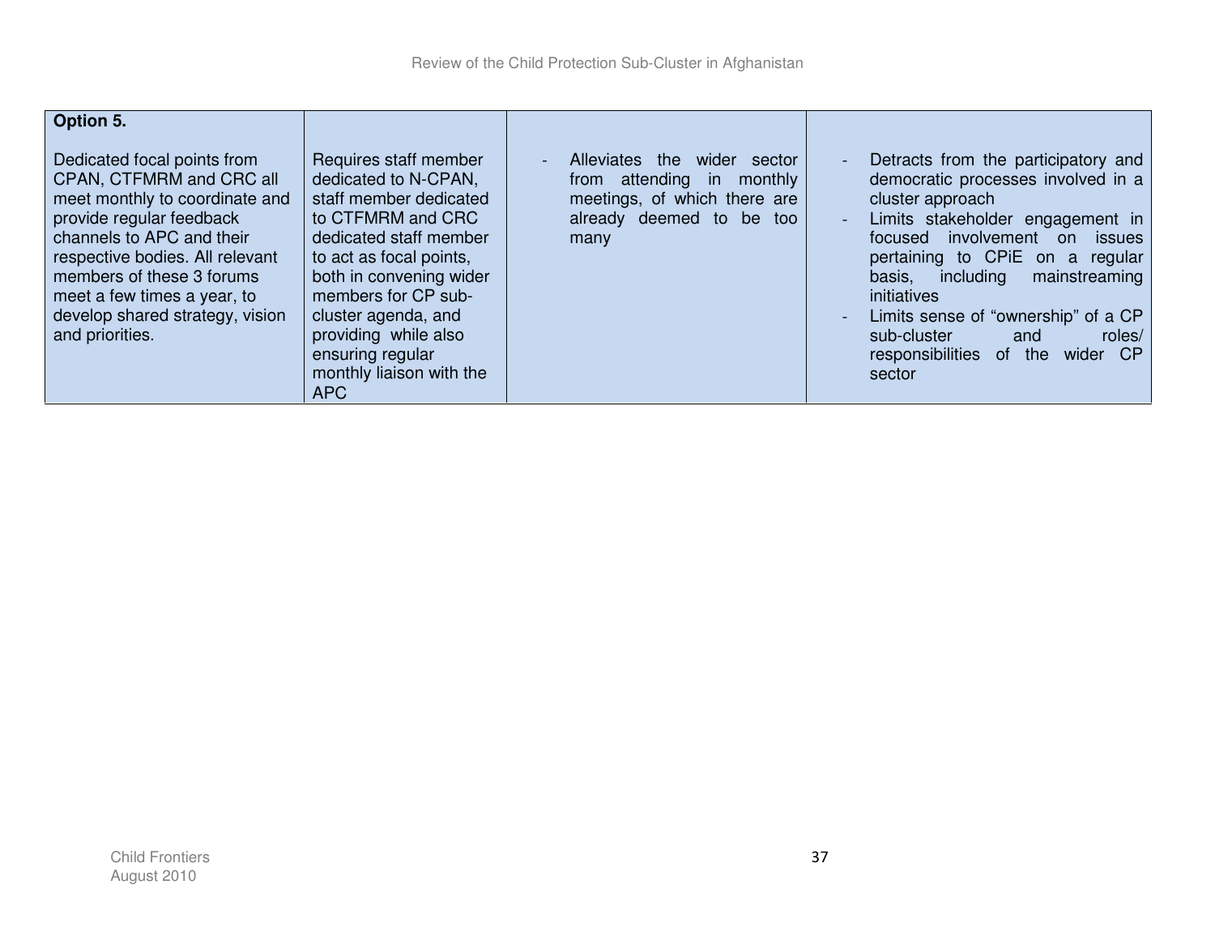| | | | |
|---|---|---|---|
| **Option 5.**<br><br>Dedicated focal points from CPAN, CTFMRM and CRC all meet monthly to coordinate and provide regular feedback channels to APC and their respective bodies. All relevant members of these 3 forums meet a few times a year, to develop shared strategy, vision and priorities. | Requires staff member dedicated to N-CPAN, staff member dedicated to CTFMRM and CRC dedicated staff member to act as focal points, both in convening wider members for CP sub-cluster agenda, and providing while also ensuring regular monthly liaison with the APC | - Alleviates the wider sector from attending in monthly meetings, of which there are already deemed to be too many | - Detracts from the participatory and democratic processes involved in a cluster approach<br>- Limits stakeholder engagement in focused involvement on issues pertaining to CPiE on a regular basis, including mainstreaming initiatives<br>- Limits sense of "ownership" of a CP sub-cluster and roles/ responsibilities of the wider CP sector |